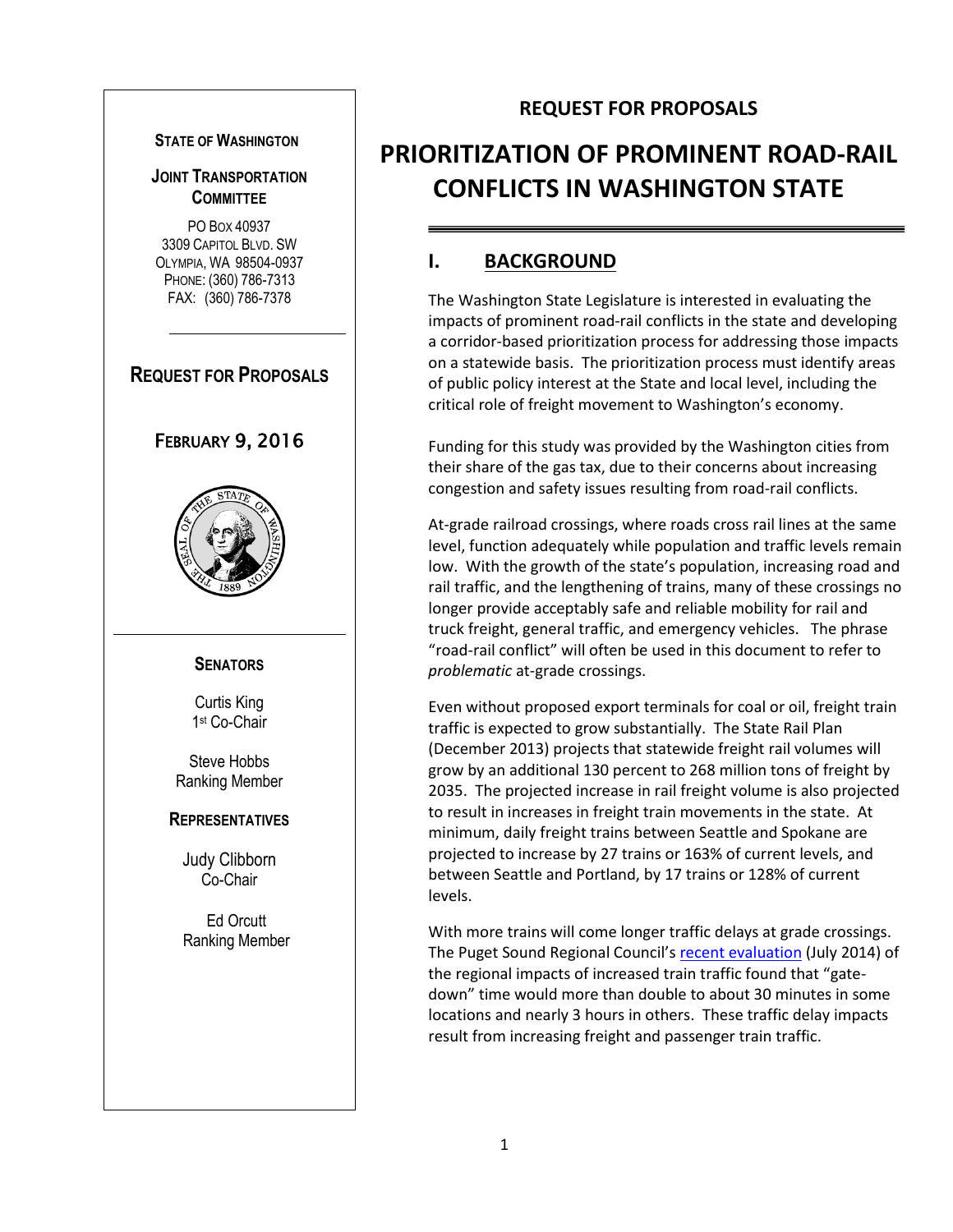**STATE OF WASHINGTON**

**JOINT TRANSPORTATION COMMITTEE**

PO BOX 40937
3309 CAPITOL BLVD. SW
OLYMPIA, WA 98504-0937
PHONE: (360) 786-7313
FAX: (360) 786-7378

**REQUEST FOR PROPOSALS**

**FEBRUARY 9, 2016**

**SENATORS**

Curtis King
1st Co-Chair

Steve Hobbs
Ranking Member

**REPRESENTATIVES**

Judy Clibborn
Co-Chair

Ed Orcutt
Ranking Member

**REQUEST FOR PROPOSALS**

# PRIORITIZATION OF PROMINENT ROAD-RAIL CONFLICTS IN WASHINGTON STATE

## I. BACKGROUND

The Washington State Legislature is interested in evaluating the impacts of prominent road-rail conflicts in the state and developing a corridor-based prioritization process for addressing those impacts on a statewide basis. The prioritization process must identify areas of public policy interest at the State and local level, including the critical role of freight movement to Washington's economy.

Funding for this study was provided by the Washington cities from their share of the gas tax, due to their concerns about increasing congestion and safety issues resulting from road-rail conflicts.

At-grade railroad crossings, where roads cross rail lines at the same level, function adequately while population and traffic levels remain low. With the growth of the state's population, increasing road and rail traffic, and the lengthening of trains, many of these crossings no longer provide acceptably safe and reliable mobility for rail and truck freight, general traffic, and emergency vehicles. The phrase "road-rail conflict" will often be used in this document to refer to *problematic* at-grade crossings.

Even without proposed export terminals for coal or oil, freight train traffic is expected to grow substantially. The State Rail Plan (December 2013) projects that statewide freight rail volumes will grow by an additional 130 percent to 268 million tons of freight by 2035. The projected increase in rail freight volume is also projected to result in increases in freight train movements in the state. At minimum, daily freight trains between Seattle and Spokane are projected to increase by 27 trains or 163% of current levels, and between Seattle and Portland, by 17 trains or 128% of current levels.

With more trains will come longer traffic delays at grade crossings. The Puget Sound Regional Council's recent evaluation (July 2014) of the regional impacts of increased train traffic found that "gate-down" time would more than double to about 30 minutes in some locations and nearly 3 hours in others. These traffic delay impacts result from increasing freight and passenger train traffic.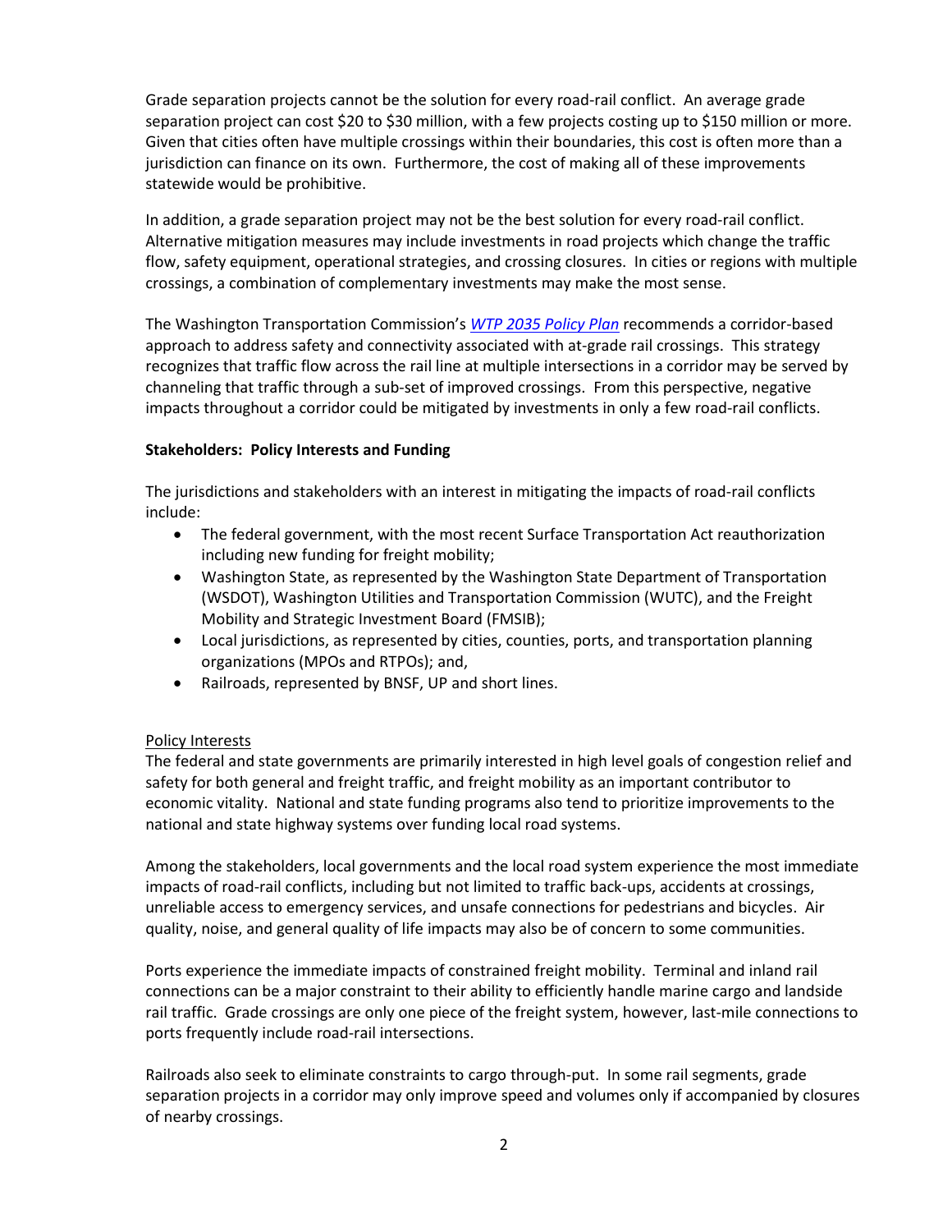Grade separation projects cannot be the solution for every road-rail conflict. An average grade separation project can cost $20 to $30 million, with a few projects costing up to $150 million or more. Given that cities often have multiple crossings within their boundaries, this cost is often more than a jurisdiction can finance on its own. Furthermore, the cost of making all of these improvements statewide would be prohibitive.

In addition, a grade separation project may not be the best solution for every road-rail conflict. Alternative mitigation measures may include investments in road projects which change the traffic flow, safety equipment, operational strategies, and crossing closures. In cities or regions with multiple crossings, a combination of complementary investments may make the most sense.

The Washington Transportation Commission's *WTP 2035 Policy Plan* recommends a corridor-based approach to address safety and connectivity associated with at-grade rail crossings. This strategy recognizes that traffic flow across the rail line at multiple intersections in a corridor may be served by channeling that traffic through a sub-set of improved crossings. From this perspective, negative impacts throughout a corridor could be mitigated by investments in only a few road-rail conflicts.

**Stakeholders: Policy Interests and Funding**

The jurisdictions and stakeholders with an interest in mitigating the impacts of road-rail conflicts include:

- The federal government, with the most recent Surface Transportation Act reauthorization including new funding for freight mobility;
- Washington State, as represented by the Washington State Department of Transportation (WSDOT), Washington Utilities and Transportation Commission (WUTC), and the Freight Mobility and Strategic Investment Board (FMSIB);
- Local jurisdictions, as represented by cities, counties, ports, and transportation planning organizations (MPOs and RTPOs); and,
- Railroads, represented by BNSF, UP and short lines.

Policy Interests

The federal and state governments are primarily interested in high level goals of congestion relief and safety for both general and freight traffic, and freight mobility as an important contributor to economic vitality. National and state funding programs also tend to prioritize improvements to the national and state highway systems over funding local road systems.

Among the stakeholders, local governments and the local road system experience the most immediate impacts of road-rail conflicts, including but not limited to traffic back-ups, accidents at crossings, unreliable access to emergency services, and unsafe connections for pedestrians and bicycles. Air quality, noise, and general quality of life impacts may also be of concern to some communities.

Ports experience the immediate impacts of constrained freight mobility. Terminal and inland rail connections can be a major constraint to their ability to efficiently handle marine cargo and landside rail traffic. Grade crossings are only one piece of the freight system, however, last-mile connections to ports frequently include road-rail intersections.

Railroads also seek to eliminate constraints to cargo through-put. In some rail segments, grade separation projects in a corridor may only improve speed and volumes only if accompanied by closures of nearby crossings.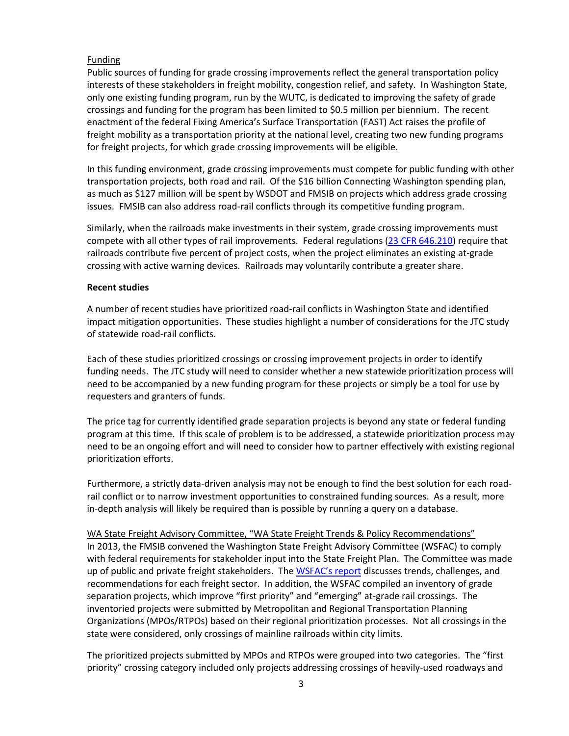Funding

Public sources of funding for grade crossing improvements reflect the general transportation policy interests of these stakeholders in freight mobility, congestion relief, and safety. In Washington State, only one existing funding program, run by the WUTC, is dedicated to improving the safety of grade crossings and funding for the program has been limited to $0.5 million per biennium. The recent enactment of the federal Fixing America's Surface Transportation (FAST) Act raises the profile of freight mobility as a transportation priority at the national level, creating two new funding programs for freight projects, for which grade crossing improvements will be eligible.

In this funding environment, grade crossing improvements must compete for public funding with other transportation projects, both road and rail. Of the $16 billion Connecting Washington spending plan, as much as $127 million will be spent by WSDOT and FMSIB on projects which address grade crossing issues. FMSIB can also address road-rail conflicts through its competitive funding program.

Similarly, when the railroads make investments in their system, grade crossing improvements must compete with all other types of rail improvements. Federal regulations (23 CFR 646.210) require that railroads contribute five percent of project costs, when the project eliminates an existing at-grade crossing with active warning devices. Railroads may voluntarily contribute a greater share.

**Recent studies**

A number of recent studies have prioritized road-rail conflicts in Washington State and identified impact mitigation opportunities. These studies highlight a number of considerations for the JTC study of statewide road-rail conflicts.

Each of these studies prioritized crossings or crossing improvement projects in order to identify funding needs. The JTC study will need to consider whether a new statewide prioritization process will need to be accompanied by a new funding program for these projects or simply be a tool for use by requesters and granters of funds.

The price tag for currently identified grade separation projects is beyond any state or federal funding program at this time. If this scale of problem is to be addressed, a statewide prioritization process may need to be an ongoing effort and will need to consider how to partner effectively with existing regional prioritization efforts.

Furthermore, a strictly data-driven analysis may not be enough to find the best solution for each road-rail conflict or to narrow investment opportunities to constrained funding sources. As a result, more in-depth analysis will likely be required than is possible by running a query on a database.

WA State Freight Advisory Committee, "WA State Freight Trends & Policy Recommendations"

In 2013, the FMSIB convened the Washington State Freight Advisory Committee (WSFAC) to comply with federal requirements for stakeholder input into the State Freight Plan. The Committee was made up of public and private freight stakeholders. The WSFAC's report discusses trends, challenges, and recommendations for each freight sector. In addition, the WSFAC compiled an inventory of grade separation projects, which improve "first priority" and "emerging" at-grade rail crossings. The inventoried projects were submitted by Metropolitan and Regional Transportation Planning Organizations (MPOs/RTPOs) based on their regional prioritization processes. Not all crossings in the state were considered, only crossings of mainline railroads within city limits.

The prioritized projects submitted by MPOs and RTPOs were grouped into two categories. The "first priority" crossing category included only projects addressing crossings of heavily-used roadways and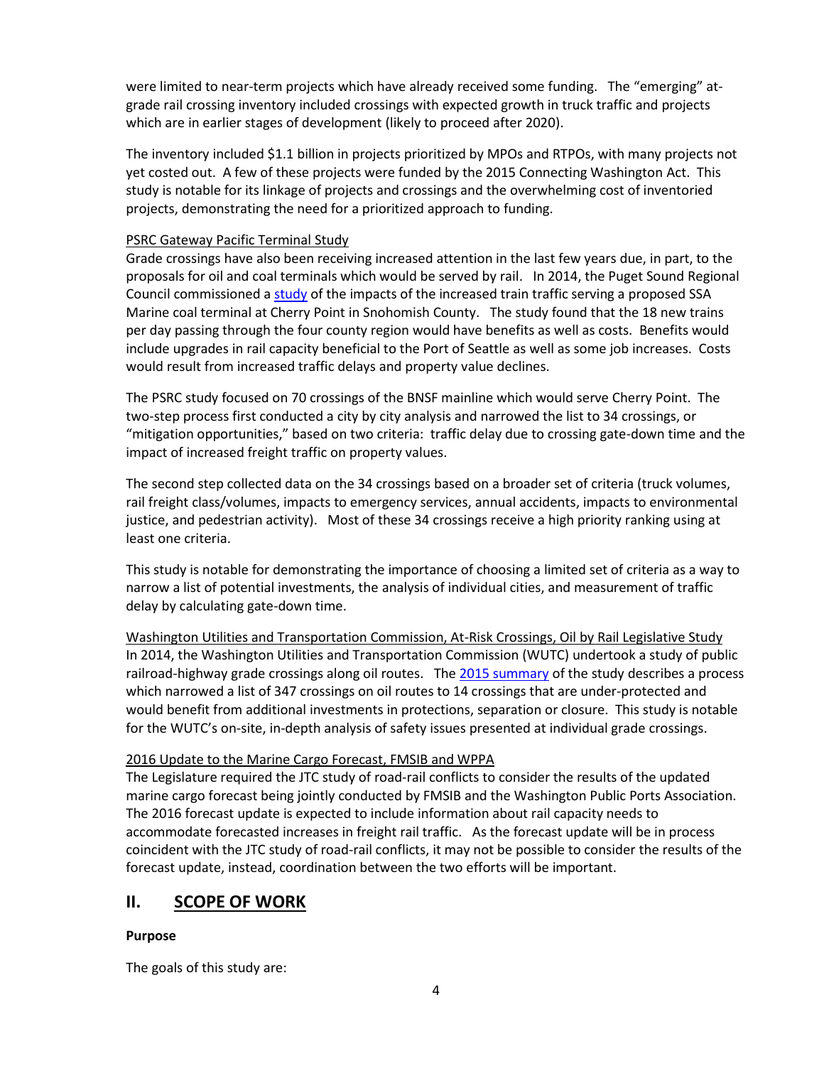were limited to near-term projects which have already received some funding. The "emerging" at-grade rail crossing inventory included crossings with expected growth in truck traffic and projects which are in earlier stages of development (likely to proceed after 2020).

The inventory included $1.1 billion in projects prioritized by MPOs and RTPOs, with many projects not yet costed out. A few of these projects were funded by the 2015 Connecting Washington Act. This study is notable for its linkage of projects and crossings and the overwhelming cost of inventoried projects, demonstrating the need for a prioritized approach to funding.

PSRC Gateway Pacific Terminal Study

Grade crossings have also been receiving increased attention in the last few years due, in part, to the proposals for oil and coal terminals which would be served by rail. In 2014, the Puget Sound Regional Council commissioned a study of the impacts of the increased train traffic serving a proposed SSA Marine coal terminal at Cherry Point in Snohomish County. The study found that the 18 new trains per day passing through the four county region would have benefits as well as costs. Benefits would include upgrades in rail capacity beneficial to the Port of Seattle as well as some job increases. Costs would result from increased traffic delays and property value declines.

The PSRC study focused on 70 crossings of the BNSF mainline which would serve Cherry Point. The two-step process first conducted a city by city analysis and narrowed the list to 34 crossings, or "mitigation opportunities," based on two criteria: traffic delay due to crossing gate-down time and the impact of increased freight traffic on property values.

The second step collected data on the 34 crossings based on a broader set of criteria (truck volumes, rail freight class/volumes, impacts to emergency services, annual accidents, impacts to environmental justice, and pedestrian activity). Most of these 34 crossings receive a high priority ranking using at least one criteria.

This study is notable for demonstrating the importance of choosing a limited set of criteria as a way to narrow a list of potential investments, the analysis of individual cities, and measurement of traffic delay by calculating gate-down time.

Washington Utilities and Transportation Commission, At-Risk Crossings, Oil by Rail Legislative Study

In 2014, the Washington Utilities and Transportation Commission (WUTC) undertook a study of public railroad-highway grade crossings along oil routes. The 2015 summary of the study describes a process which narrowed a list of 347 crossings on oil routes to 14 crossings that are under-protected and would benefit from additional investments in protections, separation or closure. This study is notable for the WUTC's on-site, in-depth analysis of safety issues presented at individual grade crossings.

2016 Update to the Marine Cargo Forecast, FMSIB and WPPA

The Legislature required the JTC study of road-rail conflicts to consider the results of the updated marine cargo forecast being jointly conducted by FMSIB and the Washington Public Ports Association. The 2016 forecast update is expected to include information about rail capacity needs to accommodate forecasted increases in freight rail traffic. As the forecast update will be in process coincident with the JTC study of road-rail conflicts, it may not be possible to consider the results of the forecast update, instead, coordination between the two efforts will be important.

## II. SCOPE OF WORK

**Purpose**

The goals of this study are: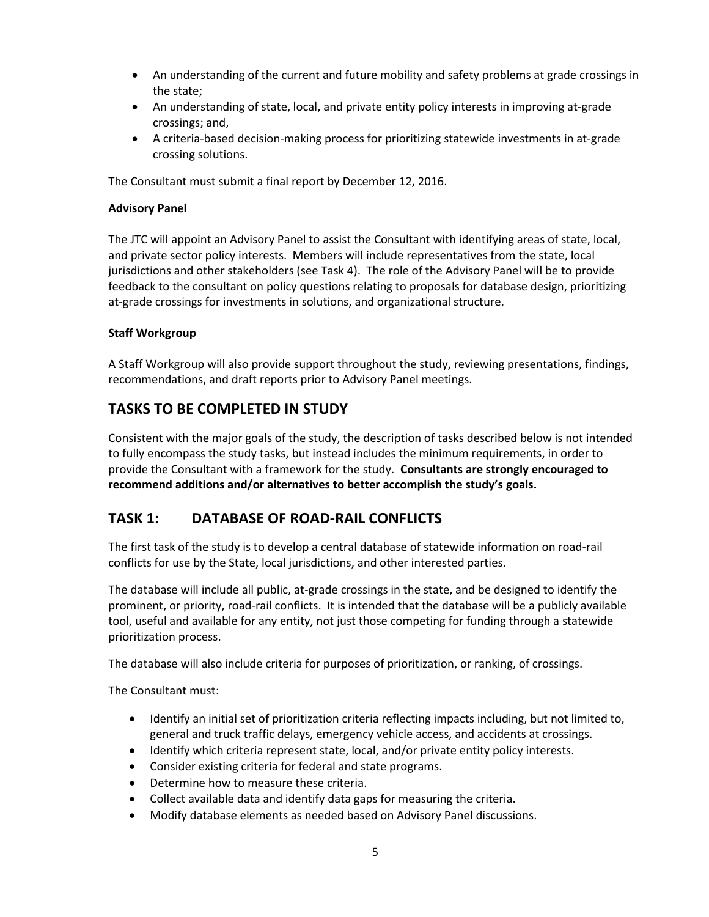- An understanding of the current and future mobility and safety problems at grade crossings in the state;
- An understanding of state, local, and private entity policy interests in improving at-grade crossings; and,
- A criteria-based decision-making process for prioritizing statewide investments in at-grade crossing solutions.

The Consultant must submit a final report by December 12, 2016.

**Advisory Panel**

The JTC will appoint an Advisory Panel to assist the Consultant with identifying areas of state, local, and private sector policy interests. Members will include representatives from the state, local jurisdictions and other stakeholders (see Task 4). The role of the Advisory Panel will be to provide feedback to the consultant on policy questions relating to proposals for database design, prioritizing at-grade crossings for investments in solutions, and organizational structure.

**Staff Workgroup**

A Staff Workgroup will also provide support throughout the study, reviewing presentations, findings, recommendations, and draft reports prior to Advisory Panel meetings.

## TASKS TO BE COMPLETED IN STUDY

Consistent with the major goals of the study, the description of tasks described below is not intended to fully encompass the study tasks, but instead includes the minimum requirements, in order to provide the Consultant with a framework for the study. **Consultants are strongly encouraged to recommend additions and/or alternatives to better accomplish the study's goals.**

## TASK 1: DATABASE OF ROAD-RAIL CONFLICTS

The first task of the study is to develop a central database of statewide information on road-rail conflicts for use by the State, local jurisdictions, and other interested parties.

The database will include all public, at-grade crossings in the state, and be designed to identify the prominent, or priority, road-rail conflicts. It is intended that the database will be a publicly available tool, useful and available for any entity, not just those competing for funding through a statewide prioritization process.

The database will also include criteria for purposes of prioritization, or ranking, of crossings.

The Consultant must:

- Identify an initial set of prioritization criteria reflecting impacts including, but not limited to, general and truck traffic delays, emergency vehicle access, and accidents at crossings.
- Identify which criteria represent state, local, and/or private entity policy interests.
- Consider existing criteria for federal and state programs.
- Determine how to measure these criteria.
- Collect available data and identify data gaps for measuring the criteria.
- Modify database elements as needed based on Advisory Panel discussions.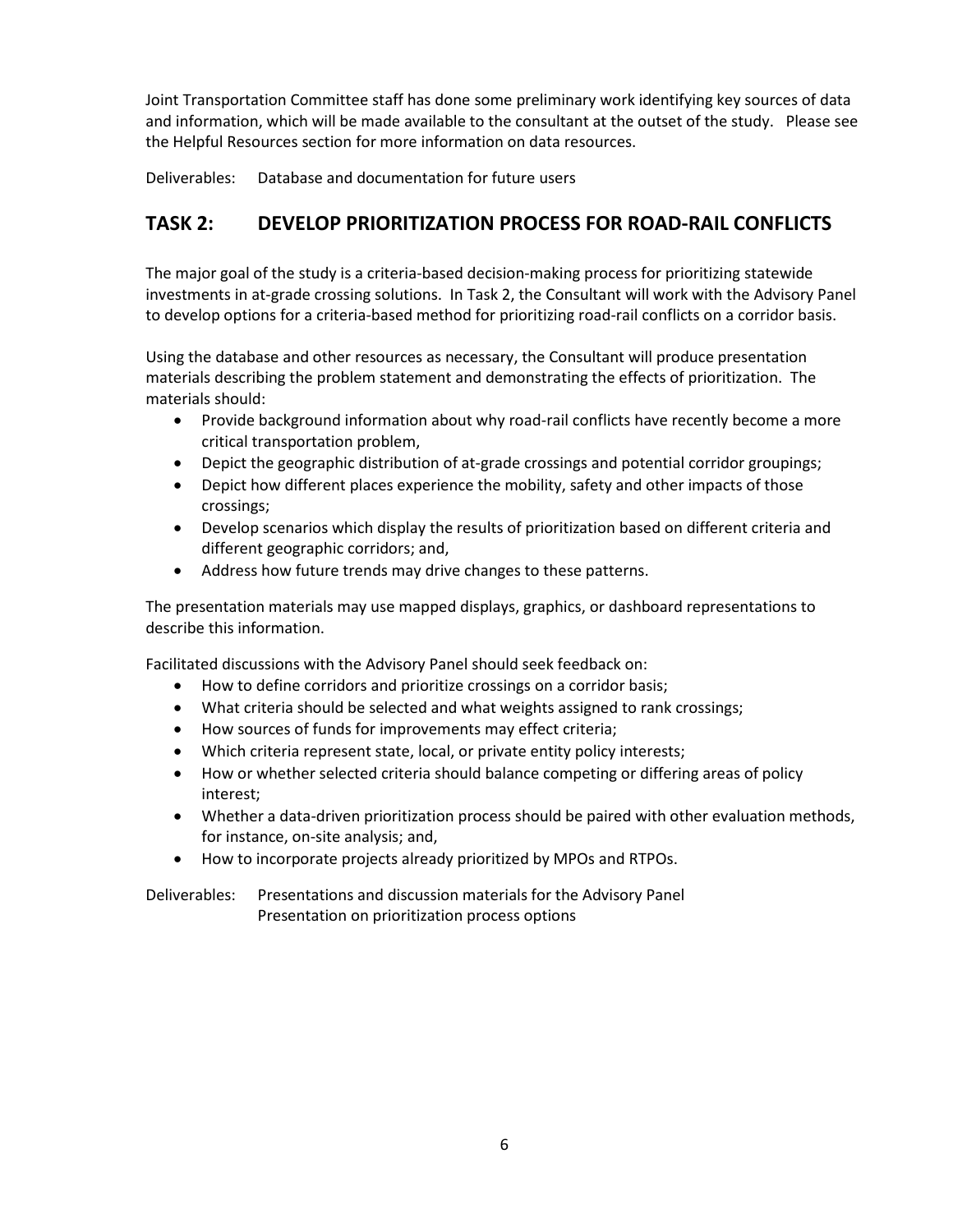Joint Transportation Committee staff has done some preliminary work identifying key sources of data and information, which will be made available to the consultant at the outset of the study. Please see the Helpful Resources section for more information on data resources.

Deliverables: Database and documentation for future users

## TASK 2: DEVELOP PRIORITIZATION PROCESS FOR ROAD-RAIL CONFLICTS

The major goal of the study is a criteria-based decision-making process for prioritizing statewide investments in at-grade crossing solutions. In Task 2, the Consultant will work with the Advisory Panel to develop options for a criteria-based method for prioritizing road-rail conflicts on a corridor basis.

Using the database and other resources as necessary, the Consultant will produce presentation materials describing the problem statement and demonstrating the effects of prioritization. The materials should:

- Provide background information about why road-rail conflicts have recently become a more critical transportation problem,
- Depict the geographic distribution of at-grade crossings and potential corridor groupings;
- Depict how different places experience the mobility, safety and other impacts of those crossings;
- Develop scenarios which display the results of prioritization based on different criteria and different geographic corridors; and,
- Address how future trends may drive changes to these patterns.

The presentation materials may use mapped displays, graphics, or dashboard representations to describe this information.

Facilitated discussions with the Advisory Panel should seek feedback on:

- How to define corridors and prioritize crossings on a corridor basis;
- What criteria should be selected and what weights assigned to rank crossings;
- How sources of funds for improvements may effect criteria;
- Which criteria represent state, local, or private entity policy interests;
- How or whether selected criteria should balance competing or differing areas of policy interest;
- Whether a data-driven prioritization process should be paired with other evaluation methods, for instance, on-site analysis; and,
- How to incorporate projects already prioritized by MPOs and RTPOs.

Deliverables: Presentations and discussion materials for the Advisory Panel
Presentation on prioritization process options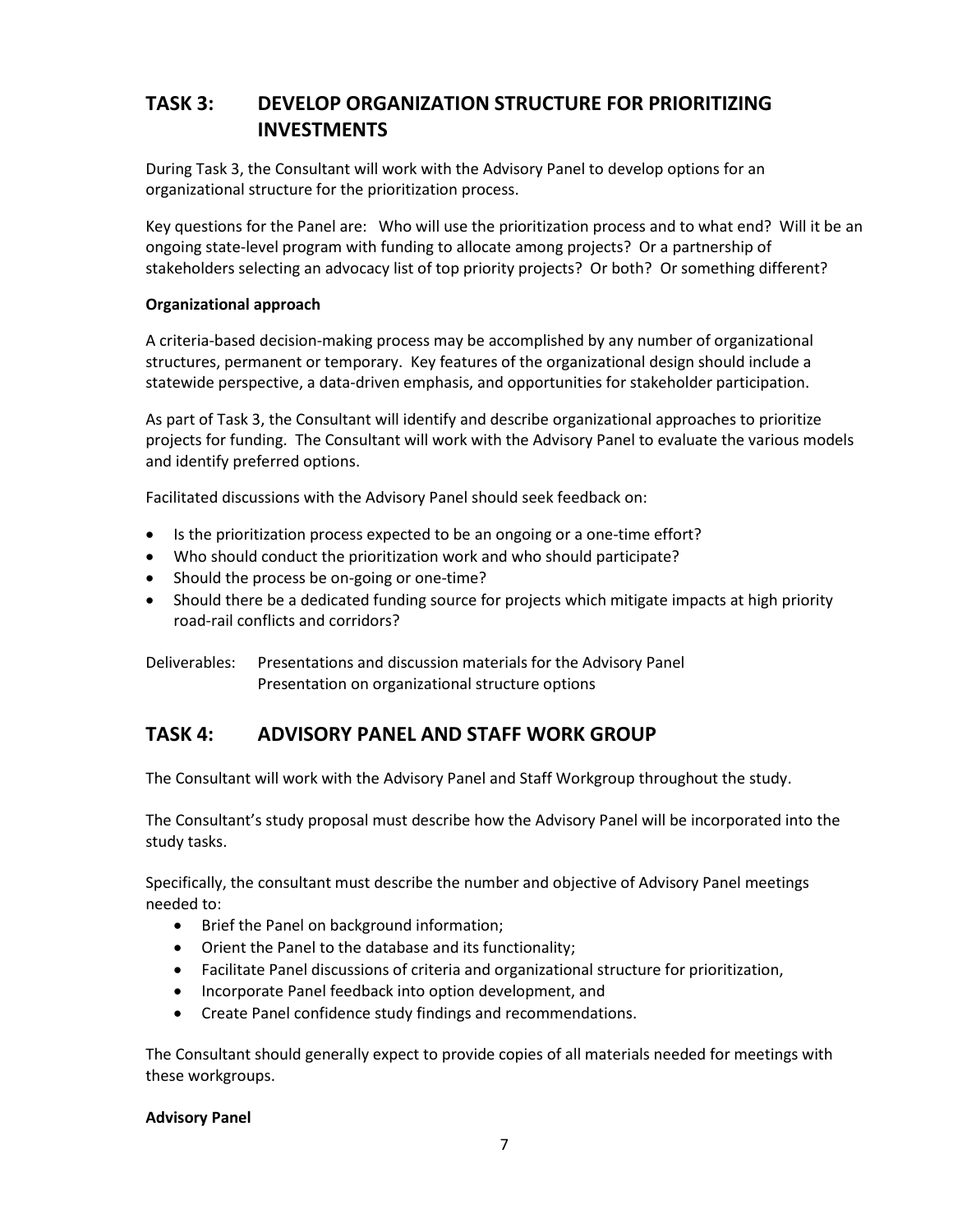## TASK 3: DEVELOP ORGANIZATION STRUCTURE FOR PRIORITIZING INVESTMENTS

During Task 3, the Consultant will work with the Advisory Panel to develop options for an organizational structure for the prioritization process.

Key questions for the Panel are: Who will use the prioritization process and to what end? Will it be an ongoing state-level program with funding to allocate among projects? Or a partnership of stakeholders selecting an advocacy list of top priority projects? Or both? Or something different?

**Organizational approach**

A criteria-based decision-making process may be accomplished by any number of organizational structures, permanent or temporary. Key features of the organizational design should include a statewide perspective, a data-driven emphasis, and opportunities for stakeholder participation.

As part of Task 3, the Consultant will identify and describe organizational approaches to prioritize projects for funding. The Consultant will work with the Advisory Panel to evaluate the various models and identify preferred options.

Facilitated discussions with the Advisory Panel should seek feedback on:

- Is the prioritization process expected to be an ongoing or a one-time effort?
- Who should conduct the prioritization work and who should participate?
- Should the process be on-going or one-time?
- Should there be a dedicated funding source for projects which mitigate impacts at high priority road-rail conflicts and corridors?

Deliverables: Presentations and discussion materials for the Advisory Panel
Presentation on organizational structure options

## TASK 4: ADVISORY PANEL AND STAFF WORK GROUP

The Consultant will work with the Advisory Panel and Staff Workgroup throughout the study.

The Consultant's study proposal must describe how the Advisory Panel will be incorporated into the study tasks.

Specifically, the consultant must describe the number and objective of Advisory Panel meetings needed to:

- Brief the Panel on background information;
- Orient the Panel to the database and its functionality;
- Facilitate Panel discussions of criteria and organizational structure for prioritization,
- Incorporate Panel feedback into option development, and
- Create Panel confidence study findings and recommendations.

The Consultant should generally expect to provide copies of all materials needed for meetings with these workgroups.

**Advisory Panel**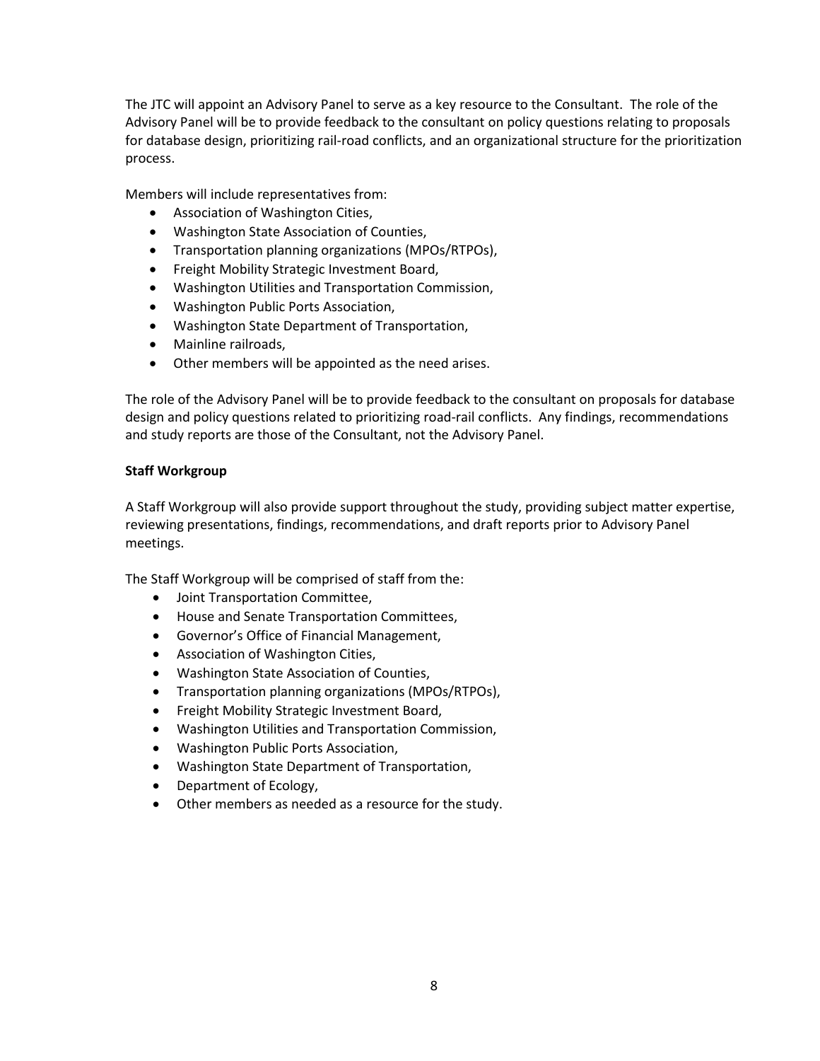The JTC will appoint an Advisory Panel to serve as a key resource to the Consultant. The role of the Advisory Panel will be to provide feedback to the consultant on policy questions relating to proposals for database design, prioritizing rail-road conflicts, and an organizational structure for the prioritization process.

Members will include representatives from:

- Association of Washington Cities,
- Washington State Association of Counties,
- Transportation planning organizations (MPOs/RTPOs),
- Freight Mobility Strategic Investment Board,
- Washington Utilities and Transportation Commission,
- Washington Public Ports Association,
- Washington State Department of Transportation,
- Mainline railroads,
- Other members will be appointed as the need arises.

The role of the Advisory Panel will be to provide feedback to the consultant on proposals for database design and policy questions related to prioritizing road-rail conflicts. Any findings, recommendations and study reports are those of the Consultant, not the Advisory Panel.

**Staff Workgroup**

A Staff Workgroup will also provide support throughout the study, providing subject matter expertise, reviewing presentations, findings, recommendations, and draft reports prior to Advisory Panel meetings.

The Staff Workgroup will be comprised of staff from the:

- Joint Transportation Committee,
- House and Senate Transportation Committees,
- Governor's Office of Financial Management,
- Association of Washington Cities,
- Washington State Association of Counties,
- Transportation planning organizations (MPOs/RTPOs),
- Freight Mobility Strategic Investment Board,
- Washington Utilities and Transportation Commission,
- Washington Public Ports Association,
- Washington State Department of Transportation,
- Department of Ecology,
- Other members as needed as a resource for the study.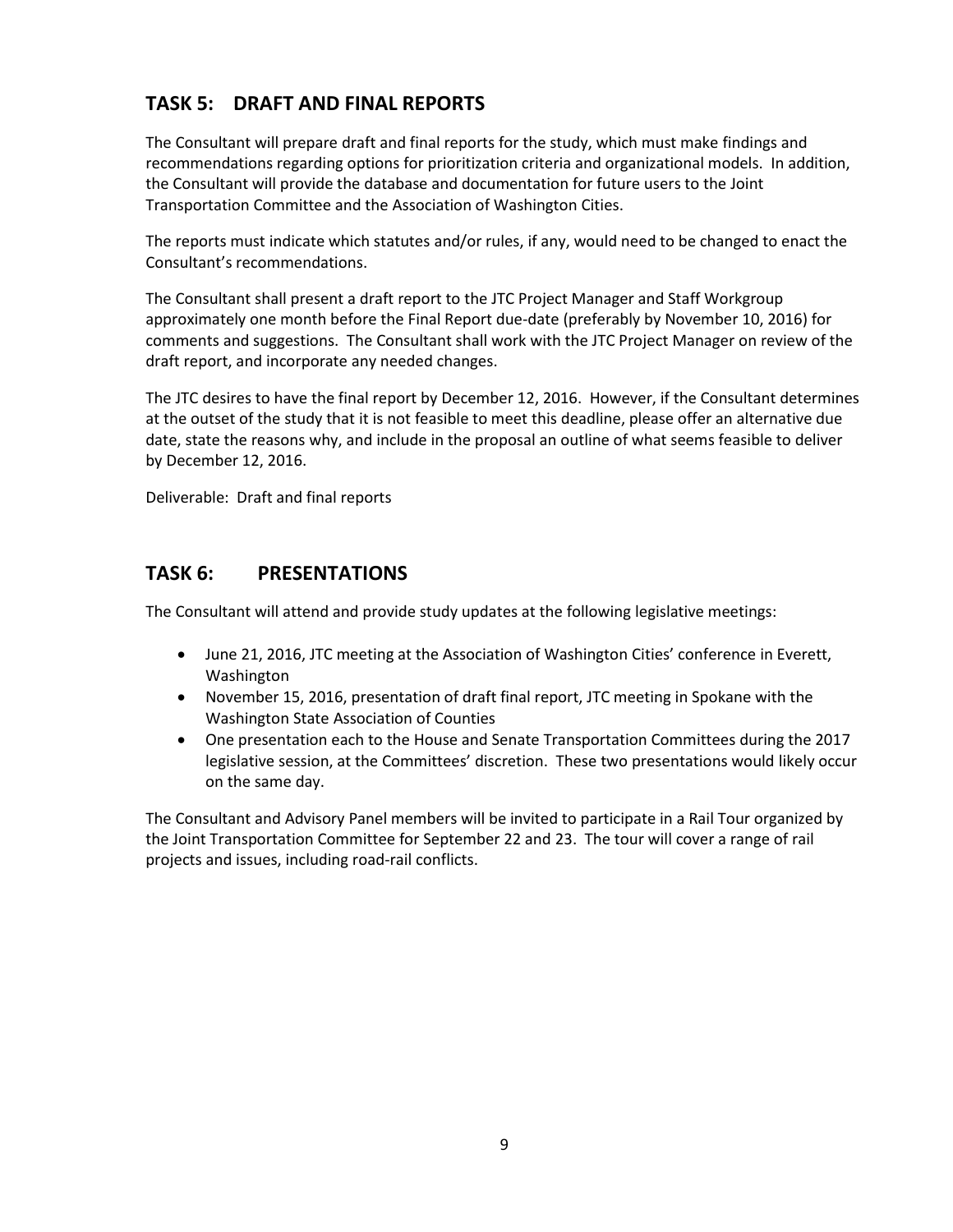## TASK 5: DRAFT AND FINAL REPORTS

The Consultant will prepare draft and final reports for the study, which must make findings and recommendations regarding options for prioritization criteria and organizational models. In addition, the Consultant will provide the database and documentation for future users to the Joint Transportation Committee and the Association of Washington Cities.

The reports must indicate which statutes and/or rules, if any, would need to be changed to enact the Consultant's recommendations.

The Consultant shall present a draft report to the JTC Project Manager and Staff Workgroup approximately one month before the Final Report due-date (preferably by November 10, 2016) for comments and suggestions. The Consultant shall work with the JTC Project Manager on review of the draft report, and incorporate any needed changes.

The JTC desires to have the final report by December 12, 2016. However, if the Consultant determines at the outset of the study that it is not feasible to meet this deadline, please offer an alternative due date, state the reasons why, and include in the proposal an outline of what seems feasible to deliver by December 12, 2016.

Deliverable: Draft and final reports

## TASK 6: PRESENTATIONS

The Consultant will attend and provide study updates at the following legislative meetings:

- June 21, 2016, JTC meeting at the Association of Washington Cities' conference in Everett, Washington
- November 15, 2016, presentation of draft final report, JTC meeting in Spokane with the Washington State Association of Counties
- One presentation each to the House and Senate Transportation Committees during the 2017 legislative session, at the Committees' discretion. These two presentations would likely occur on the same day.

The Consultant and Advisory Panel members will be invited to participate in a Rail Tour organized by the Joint Transportation Committee for September 22 and 23. The tour will cover a range of rail projects and issues, including road-rail conflicts.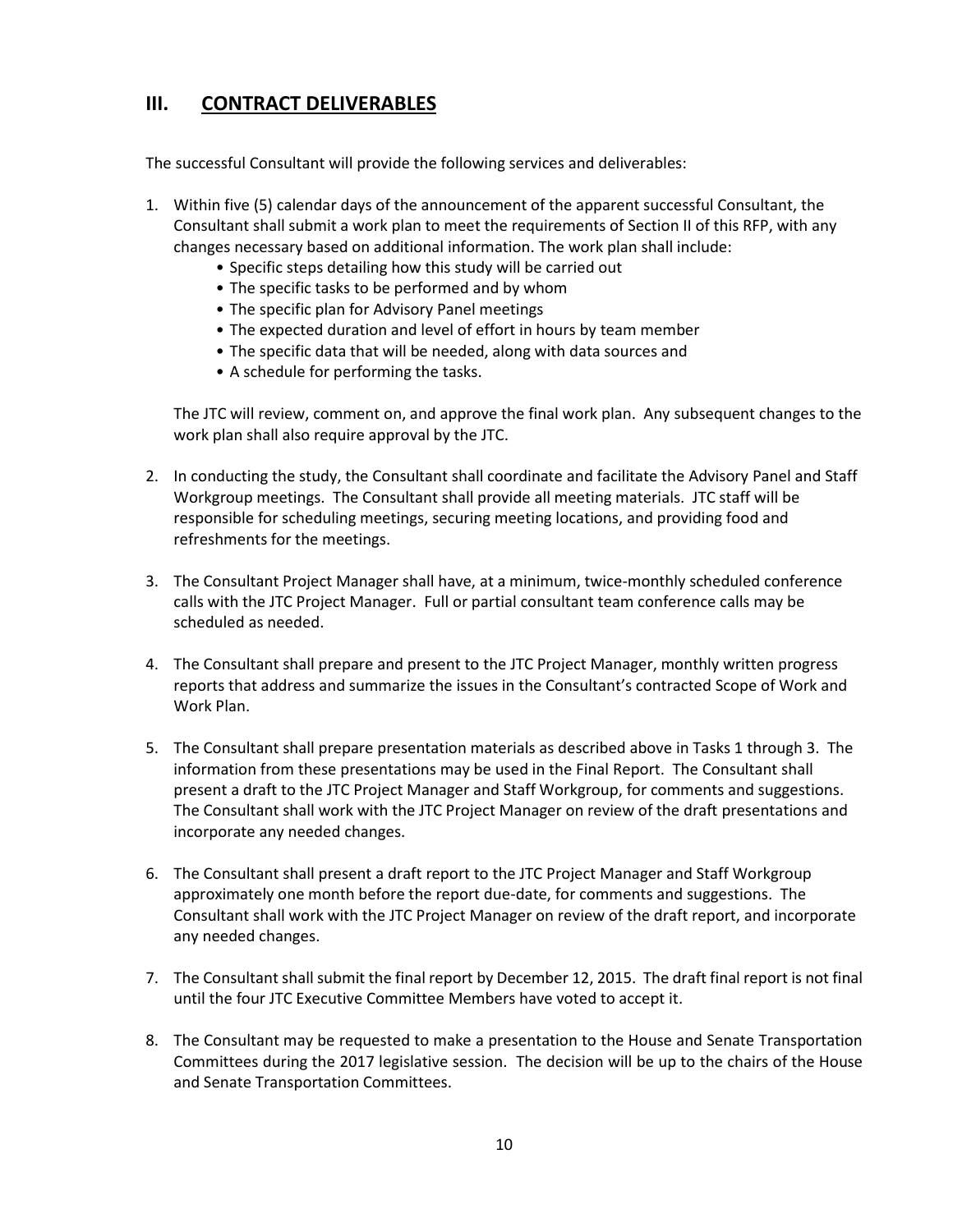## III. CONTRACT DELIVERABLES

The successful Consultant will provide the following services and deliverables:

1. Within five (5) calendar days of the announcement of the apparent successful Consultant, the Consultant shall submit a work plan to meet the requirements of Section II of this RFP, with any changes necessary based on additional information. The work plan shall include:
   - Specific steps detailing how this study will be carried out
   - The specific tasks to be performed and by whom
   - The specific plan for Advisory Panel meetings
   - The expected duration and level of effort in hours by team member
   - The specific data that will be needed, along with data sources and
   - A schedule for performing the tasks.

   The JTC will review, comment on, and approve the final work plan. Any subsequent changes to the work plan shall also require approval by the JTC.

2. In conducting the study, the Consultant shall coordinate and facilitate the Advisory Panel and Staff Workgroup meetings. The Consultant shall provide all meeting materials. JTC staff will be responsible for scheduling meetings, securing meeting locations, and providing food and refreshments for the meetings.

3. The Consultant Project Manager shall have, at a minimum, twice-monthly scheduled conference calls with the JTC Project Manager. Full or partial consultant team conference calls may be scheduled as needed.

4. The Consultant shall prepare and present to the JTC Project Manager, monthly written progress reports that address and summarize the issues in the Consultant's contracted Scope of Work and Work Plan.

5. The Consultant shall prepare presentation materials as described above in Tasks 1 through 3. The information from these presentations may be used in the Final Report. The Consultant shall present a draft to the JTC Project Manager and Staff Workgroup, for comments and suggestions. The Consultant shall work with the JTC Project Manager on review of the draft presentations and incorporate any needed changes.

6. The Consultant shall present a draft report to the JTC Project Manager and Staff Workgroup approximately one month before the report due-date, for comments and suggestions. The Consultant shall work with the JTC Project Manager on review of the draft report, and incorporate any needed changes.

7. The Consultant shall submit the final report by December 12, 2015. The draft final report is not final until the four JTC Executive Committee Members have voted to accept it.

8. The Consultant may be requested to make a presentation to the House and Senate Transportation Committees during the 2017 legislative session. The decision will be up to the chairs of the House and Senate Transportation Committees.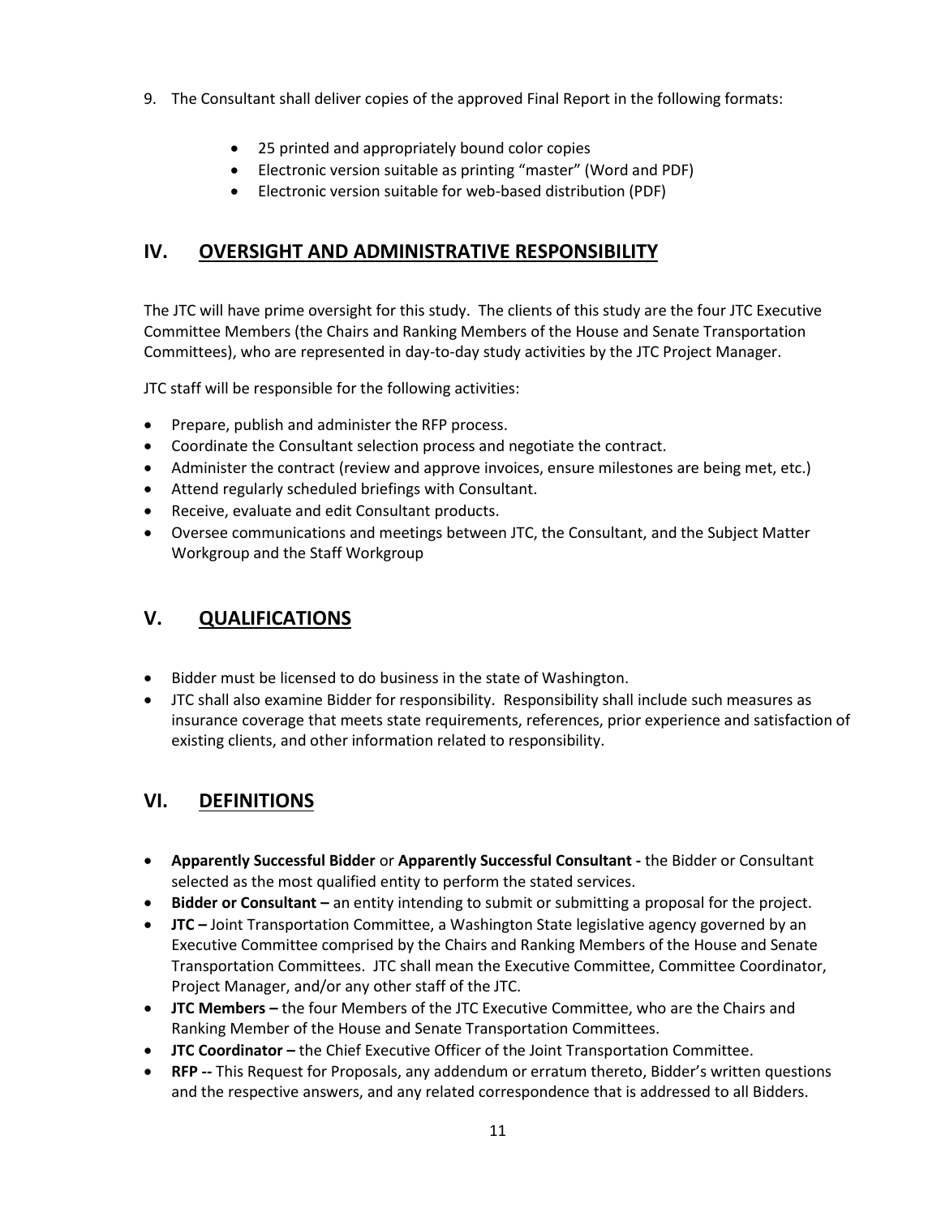9. The Consultant shall deliver copies of the approved Final Report in the following formats:

    - 25 printed and appropriately bound color copies
    - Electronic version suitable as printing "master" (Word and PDF)
    - Electronic version suitable for web-based distribution (PDF)

## IV. OVERSIGHT AND ADMINISTRATIVE RESPONSIBILITY

The JTC will have prime oversight for this study. The clients of this study are the four JTC Executive Committee Members (the Chairs and Ranking Members of the House and Senate Transportation Committees), who are represented in day-to-day study activities by the JTC Project Manager.

JTC staff will be responsible for the following activities:

- Prepare, publish and administer the RFP process.
- Coordinate the Consultant selection process and negotiate the contract.
- Administer the contract (review and approve invoices, ensure milestones are being met, etc.)
- Attend regularly scheduled briefings with Consultant.
- Receive, evaluate and edit Consultant products.
- Oversee communications and meetings between JTC, the Consultant, and the Subject Matter Workgroup and the Staff Workgroup

## V. QUALIFICATIONS

- Bidder must be licensed to do business in the state of Washington.
- JTC shall also examine Bidder for responsibility. Responsibility shall include such measures as insurance coverage that meets state requirements, references, prior experience and satisfaction of existing clients, and other information related to responsibility.

## VI. DEFINITIONS

- **Apparently Successful Bidder** or **Apparently Successful Consultant -** the Bidder or Consultant selected as the most qualified entity to perform the stated services.
- **Bidder or Consultant –** an entity intending to submit or submitting a proposal for the project.
- **JTC –** Joint Transportation Committee, a Washington State legislative agency governed by an Executive Committee comprised by the Chairs and Ranking Members of the House and Senate Transportation Committees. JTC shall mean the Executive Committee, Committee Coordinator, Project Manager, and/or any other staff of the JTC.
- **JTC Members –** the four Members of the JTC Executive Committee, who are the Chairs and Ranking Member of the House and Senate Transportation Committees.
- **JTC Coordinator –** the Chief Executive Officer of the Joint Transportation Committee.
- **RFP --** This Request for Proposals, any addendum or erratum thereto, Bidder's written questions and the respective answers, and any related correspondence that is addressed to all Bidders.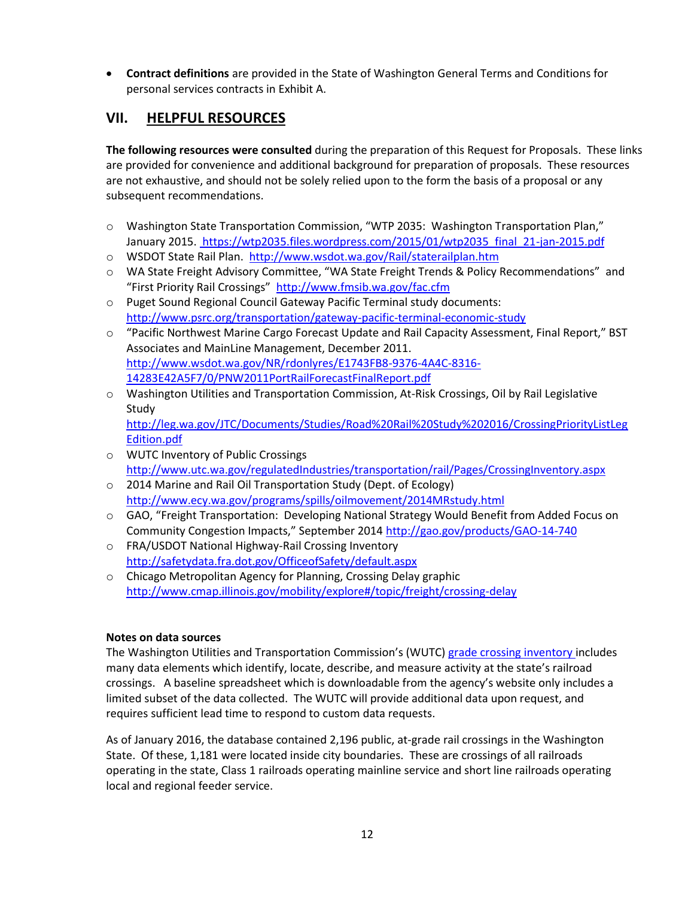- **Contract definitions** are provided in the State of Washington General Terms and Conditions for personal services contracts in Exhibit A.

## VII. HELPFUL RESOURCES

**The following resources were consulted** during the preparation of this Request for Proposals. These links are provided for convenience and additional background for preparation of proposals. These resources are not exhaustive, and should not be solely relied upon to the form the basis of a proposal or any subsequent recommendations.

- Washington State Transportation Commission, "WTP 2035: Washington Transportation Plan," January 2015. https://wtp2035.files.wordpress.com/2015/01/wtp2035_final_21-jan-2015.pdf
- WSDOT State Rail Plan. http://www.wsdot.wa.gov/Rail/staterailplan.htm
- WA State Freight Advisory Committee, "WA State Freight Trends & Policy Recommendations" and "First Priority Rail Crossings" http://www.fmsib.wa.gov/fac.cfm
- Puget Sound Regional Council Gateway Pacific Terminal study documents: http://www.psrc.org/transportation/gateway-pacific-terminal-economic-study
- "Pacific Northwest Marine Cargo Forecast Update and Rail Capacity Assessment, Final Report," BST Associates and MainLine Management, December 2011. http://www.wsdot.wa.gov/NR/rdonlyres/E1743FB8-9376-4A4C-8316-14283E42A5F7/0/PNW2011PortRailForecastFinalReport.pdf
- Washington Utilities and Transportation Commission, At-Risk Crossings, Oil by Rail Legislative Study http://leg.wa.gov/JTC/Documents/Studies/Road%20Rail%20Study%202016/CrossingPriorityListLegEdition.pdf
- WUTC Inventory of Public Crossings http://www.utc.wa.gov/regulatedIndustries/transportation/rail/Pages/CrossingInventory.aspx
- 2014 Marine and Rail Oil Transportation Study (Dept. of Ecology) http://www.ecy.wa.gov/programs/spills/oilmovement/2014MRstudy.html
- GAO, "Freight Transportation: Developing National Strategy Would Benefit from Added Focus on Community Congestion Impacts," September 2014 http://gao.gov/products/GAO-14-740
- FRA/USDOT National Highway-Rail Crossing Inventory http://safetydata.fra.dot.gov/OfficeofSafety/default.aspx
- Chicago Metropolitan Agency for Planning, Crossing Delay graphic http://www.cmap.illinois.gov/mobility/explore#/topic/freight/crossing-delay

**Notes on data sources**

The Washington Utilities and Transportation Commission's (WUTC) grade crossing inventory includes many data elements which identify, locate, describe, and measure activity at the state's railroad crossings. A baseline spreadsheet which is downloadable from the agency's website only includes a limited subset of the data collected. The WUTC will provide additional data upon request, and requires sufficient lead time to respond to custom data requests.

As of January 2016, the database contained 2,196 public, at-grade rail crossings in the Washington State. Of these, 1,181 were located inside city boundaries. These are crossings of all railroads operating in the state, Class 1 railroads operating mainline service and short line railroads operating local and regional feeder service.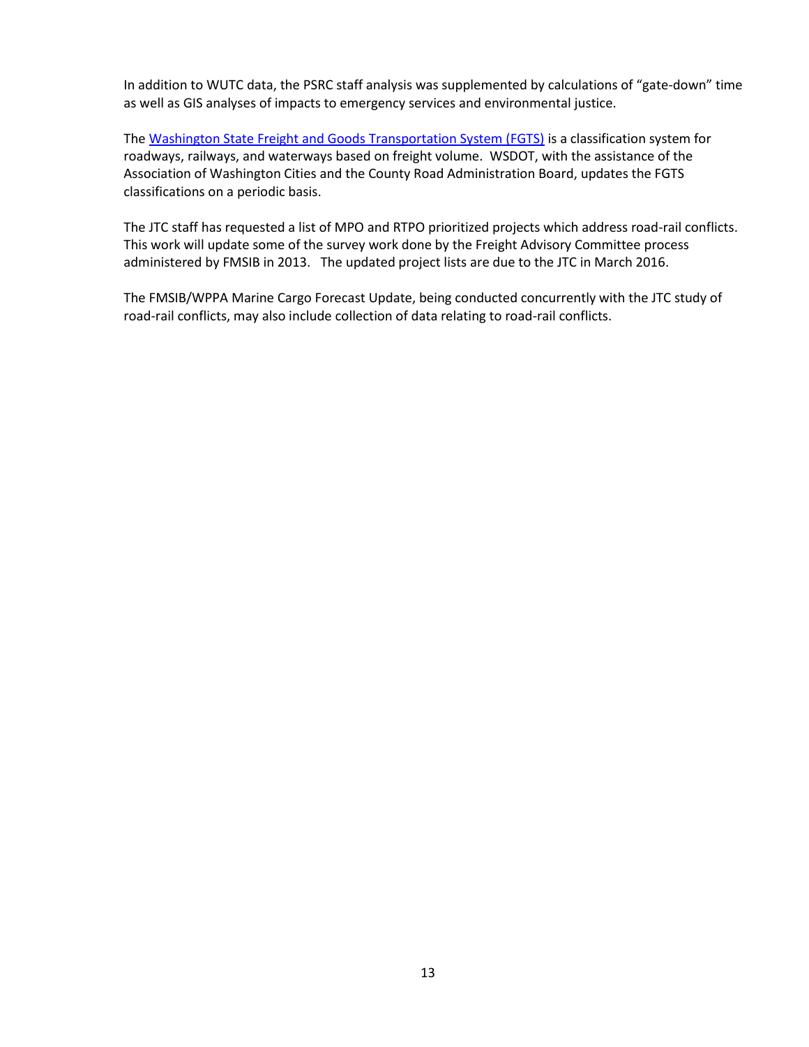In addition to WUTC data, the PSRC staff analysis was supplemented by calculations of "gate-down" time as well as GIS analyses of impacts to emergency services and environmental justice.

The Washington State Freight and Goods Transportation System (FGTS) is a classification system for roadways, railways, and waterways based on freight volume. WSDOT, with the assistance of the Association of Washington Cities and the County Road Administration Board, updates the FGTS classifications on a periodic basis.

The JTC staff has requested a list of MPO and RTPO prioritized projects which address road-rail conflicts. This work will update some of the survey work done by the Freight Advisory Committee process administered by FMSIB in 2013. The updated project lists are due to the JTC in March 2016.

The FMSIB/WPPA Marine Cargo Forecast Update, being conducted concurrently with the JTC study of road-rail conflicts, may also include collection of data relating to road-rail conflicts.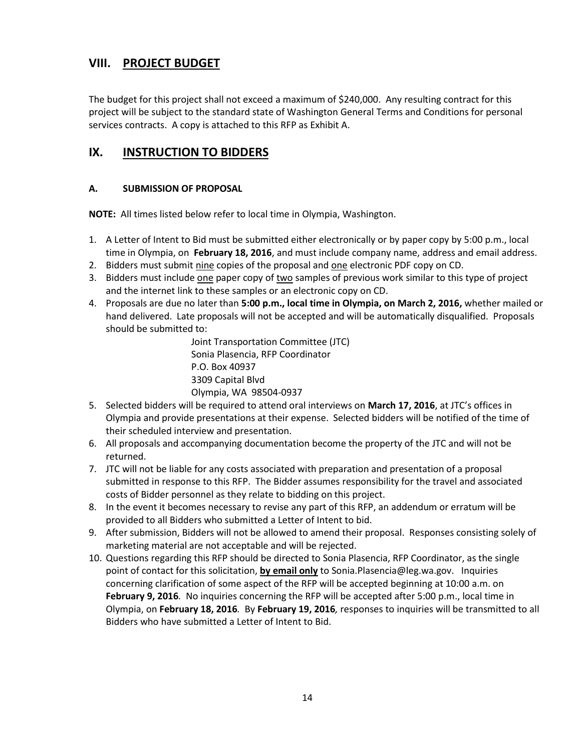## VIII. PROJECT BUDGET

The budget for this project shall not exceed a maximum of $240,000. Any resulting contract for this project will be subject to the standard state of Washington General Terms and Conditions for personal services contracts. A copy is attached to this RFP as Exhibit A.

## IX. INSTRUCTION TO BIDDERS

### A. SUBMISSION OF PROPOSAL

**NOTE:** All times listed below refer to local time in Olympia, Washington.

1. A Letter of Intent to Bid must be submitted either electronically or by paper copy by 5:00 p.m., local time in Olympia, on **February 18, 2016**, and must include company name, address and email address.
2. Bidders must submit nine copies of the proposal and one electronic PDF copy on CD.
3. Bidders must include one paper copy of two samples of previous work similar to this type of project and the internet link to these samples or an electronic copy on CD.
4. Proposals are due no later than **5:00 p.m., local time in Olympia, on March 2, 2016,** whether mailed or hand delivered. Late proposals will not be accepted and will be automatically disqualified. Proposals should be submitted to:

   Joint Transportation Committee (JTC)
   Sonia Plasencia, RFP Coordinator
   P.O. Box 40937
   3309 Capital Blvd
   Olympia, WA 98504-0937
5. Selected bidders will be required to attend oral interviews on **March 17, 2016**, at JTC's offices in Olympia and provide presentations at their expense. Selected bidders will be notified of the time of their scheduled interview and presentation.
6. All proposals and accompanying documentation become the property of the JTC and will not be returned.
7. JTC will not be liable for any costs associated with preparation and presentation of a proposal submitted in response to this RFP. The Bidder assumes responsibility for the travel and associated costs of Bidder personnel as they relate to bidding on this project.
8. In the event it becomes necessary to revise any part of this RFP, an addendum or erratum will be provided to all Bidders who submitted a Letter of Intent to bid.
9. After submission, Bidders will not be allowed to amend their proposal. Responses consisting solely of marketing material are not acceptable and will be rejected.
10. Questions regarding this RFP should be directed to Sonia Plasencia, RFP Coordinator, as the single point of contact for this solicitation, **by email only** to Sonia.Plasencia@leg.wa.gov. Inquiries concerning clarification of some aspect of the RFP will be accepted beginning at 10:00 a.m. on **February 9, 2016**. No inquiries concerning the RFP will be accepted after 5:00 p.m., local time in Olympia, on **February 18, 2016**. By **February 19, 2016**, responses to inquiries will be transmitted to all Bidders who have submitted a Letter of Intent to Bid.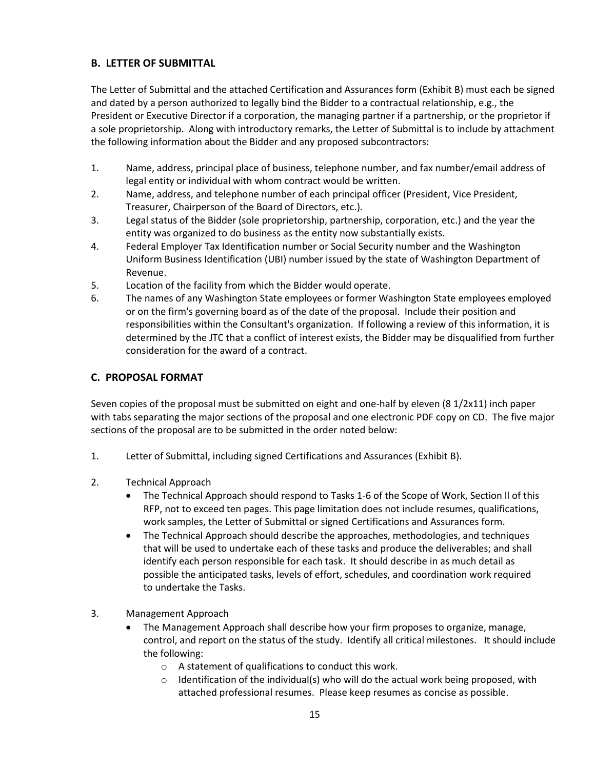## B. LETTER OF SUBMITTAL

The Letter of Submittal and the attached Certification and Assurances form (Exhibit B) must each be signed and dated by a person authorized to legally bind the Bidder to a contractual relationship, e.g., the President or Executive Director if a corporation, the managing partner if a partnership, or the proprietor if a sole proprietorship. Along with introductory remarks, the Letter of Submittal is to include by attachment the following information about the Bidder and any proposed subcontractors:

1. Name, address, principal place of business, telephone number, and fax number/email address of legal entity or individual with whom contract would be written.
2. Name, address, and telephone number of each principal officer (President, Vice President, Treasurer, Chairperson of the Board of Directors, etc.).
3. Legal status of the Bidder (sole proprietorship, partnership, corporation, etc.) and the year the entity was organized to do business as the entity now substantially exists.
4. Federal Employer Tax Identification number or Social Security number and the Washington Uniform Business Identification (UBI) number issued by the state of Washington Department of Revenue.
5. Location of the facility from which the Bidder would operate.
6. The names of any Washington State employees or former Washington State employees employed or on the firm's governing board as of the date of the proposal. Include their position and responsibilities within the Consultant's organization. If following a review of this information, it is determined by the JTC that a conflict of interest exists, the Bidder may be disqualified from further consideration for the award of a contract.

## C. PROPOSAL FORMAT

Seven copies of the proposal must be submitted on eight and one-half by eleven (8 1/2x11) inch paper with tabs separating the major sections of the proposal and one electronic PDF copy on CD. The five major sections of the proposal are to be submitted in the order noted below:

1. Letter of Submittal, including signed Certifications and Assurances (Exhibit B).

2. Technical Approach
   - The Technical Approach should respond to Tasks 1-6 of the Scope of Work, Section ll of this RFP, not to exceed ten pages. This page limitation does not include resumes, qualifications, work samples, the Letter of Submittal or signed Certifications and Assurances form.
   - The Technical Approach should describe the approaches, methodologies, and techniques that will be used to undertake each of these tasks and produce the deliverables; and shall identify each person responsible for each task. It should describe in as much detail as possible the anticipated tasks, levels of effort, schedules, and coordination work required to undertake the Tasks.

3. Management Approach
   - The Management Approach shall describe how your firm proposes to organize, manage, control, and report on the status of the study. Identify all critical milestones. It should include the following:
     - A statement of qualifications to conduct this work.
     - Identification of the individual(s) who will do the actual work being proposed, with attached professional resumes. Please keep resumes as concise as possible.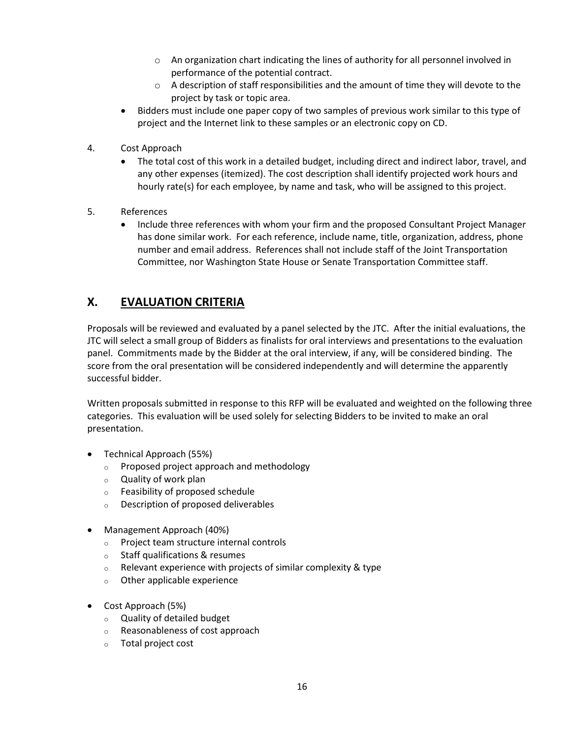- An organization chart indicating the lines of authority for all personnel involved in performance of the potential contract.
  - A description of staff responsibilities and the amount of time they will devote to the project by task or topic area.
- Bidders must include one paper copy of two samples of previous work similar to this type of project and the Internet link to these samples or an electronic copy on CD.

4. Cost Approach
   - The total cost of this work in a detailed budget, including direct and indirect labor, travel, and any other expenses (itemized). The cost description shall identify projected work hours and hourly rate(s) for each employee, by name and task, who will be assigned to this project.

5. References
   - Include three references with whom your firm and the proposed Consultant Project Manager has done similar work. For each reference, include name, title, organization, address, phone number and email address. References shall not include staff of the Joint Transportation Committee, nor Washington State House or Senate Transportation Committee staff.

## X. EVALUATION CRITERIA

Proposals will be reviewed and evaluated by a panel selected by the JTC. After the initial evaluations, the JTC will select a small group of Bidders as finalists for oral interviews and presentations to the evaluation panel. Commitments made by the Bidder at the oral interview, if any, will be considered binding. The score from the oral presentation will be considered independently and will determine the apparently successful bidder.

Written proposals submitted in response to this RFP will be evaluated and weighted on the following three categories. This evaluation will be used solely for selecting Bidders to be invited to make an oral presentation.

- Technical Approach (55%)
  - Proposed project approach and methodology
  - Quality of work plan
  - Feasibility of proposed schedule
  - Description of proposed deliverables

- Management Approach (40%)
  - Project team structure internal controls
  - Staff qualifications & resumes
  - Relevant experience with projects of similar complexity & type
  - Other applicable experience

- Cost Approach (5%)
  - Quality of detailed budget
  - Reasonableness of cost approach
  - Total project cost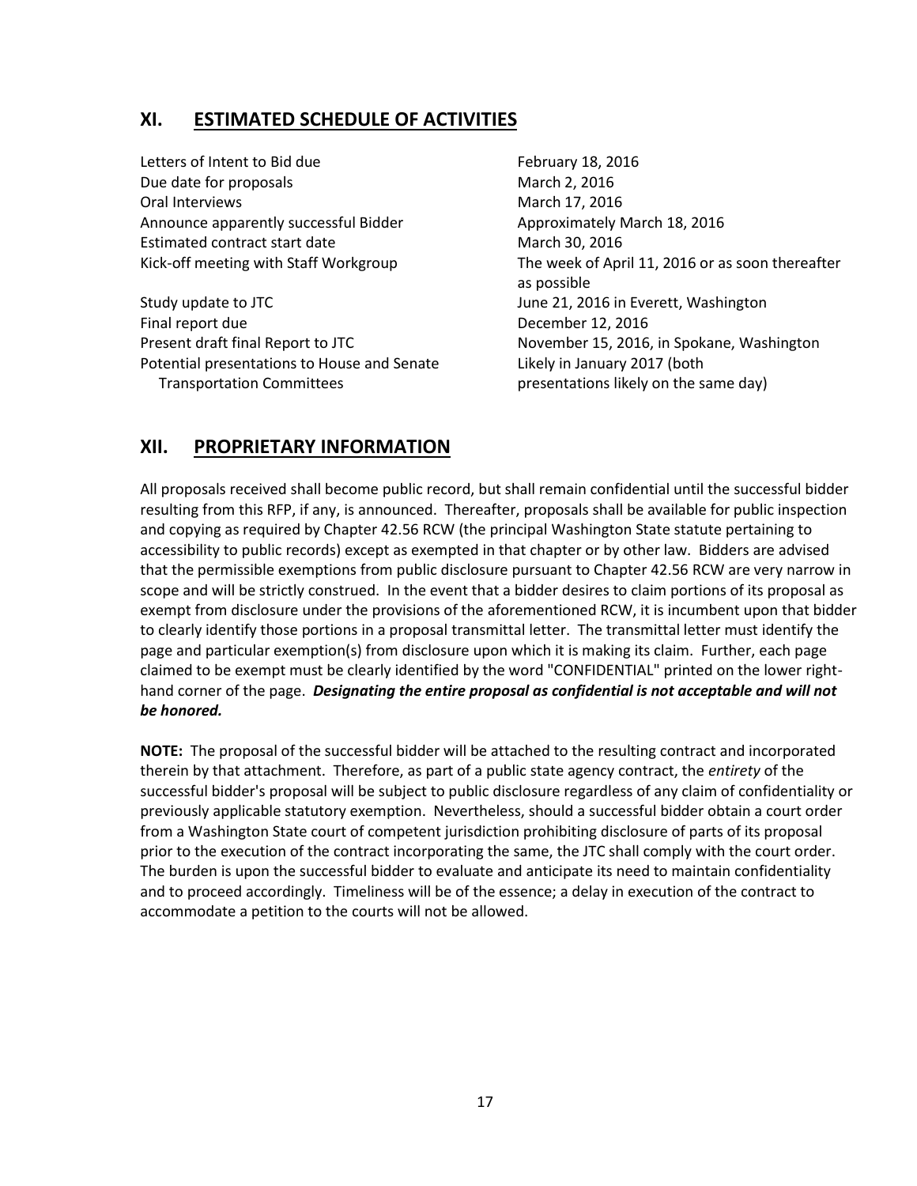## XI. ESTIMATED SCHEDULE OF ACTIVITIES

| | |
|---|---|
| Letters of Intent to Bid due | February 18, 2016 |
| Due date for proposals | March 2, 2016 |
| Oral Interviews | March 17, 2016 |
| Announce apparently successful Bidder | Approximately March 18, 2016 |
| Estimated contract start date | March 30, 2016 |
| Kick-off meeting with Staff Workgroup | The week of April 11, 2016 or as soon thereafter as possible |
| Study update to JTC | June 21, 2016 in Everett, Washington |
| Final report due | December 12, 2016 |
| Present draft final Report to JTC | November 15, 2016, in Spokane, Washington |
| Potential presentations to House and Senate Transportation Committees | Likely in January 2017 (both presentations likely on the same day) |

## XII. PROPRIETARY INFORMATION

All proposals received shall become public record, but shall remain confidential until the successful bidder resulting from this RFP, if any, is announced. Thereafter, proposals shall be available for public inspection and copying as required by Chapter 42.56 RCW (the principal Washington State statute pertaining to accessibility to public records) except as exempted in that chapter or by other law. Bidders are advised that the permissible exemptions from public disclosure pursuant to Chapter 42.56 RCW are very narrow in scope and will be strictly construed. In the event that a bidder desires to claim portions of its proposal as exempt from disclosure under the provisions of the aforementioned RCW, it is incumbent upon that bidder to clearly identify those portions in a proposal transmittal letter. The transmittal letter must identify the page and particular exemption(s) from disclosure upon which it is making its claim. Further, each page claimed to be exempt must be clearly identified by the word "CONFIDENTIAL" printed on the lower right-hand corner of the page. ***Designating the entire proposal as confidential is not acceptable and will not be honored.***

**NOTE:** The proposal of the successful bidder will be attached to the resulting contract and incorporated therein by that attachment. Therefore, as part of a public state agency contract, the *entirety* of the successful bidder's proposal will be subject to public disclosure regardless of any claim of confidentiality or previously applicable statutory exemption. Nevertheless, should a successful bidder obtain a court order from a Washington State court of competent jurisdiction prohibiting disclosure of parts of its proposal prior to the execution of the contract incorporating the same, the JTC shall comply with the court order. The burden is upon the successful bidder to evaluate and anticipate its need to maintain confidentiality and to proceed accordingly. Timeliness will be of the essence; a delay in execution of the contract to accommodate a petition to the courts will not be allowed.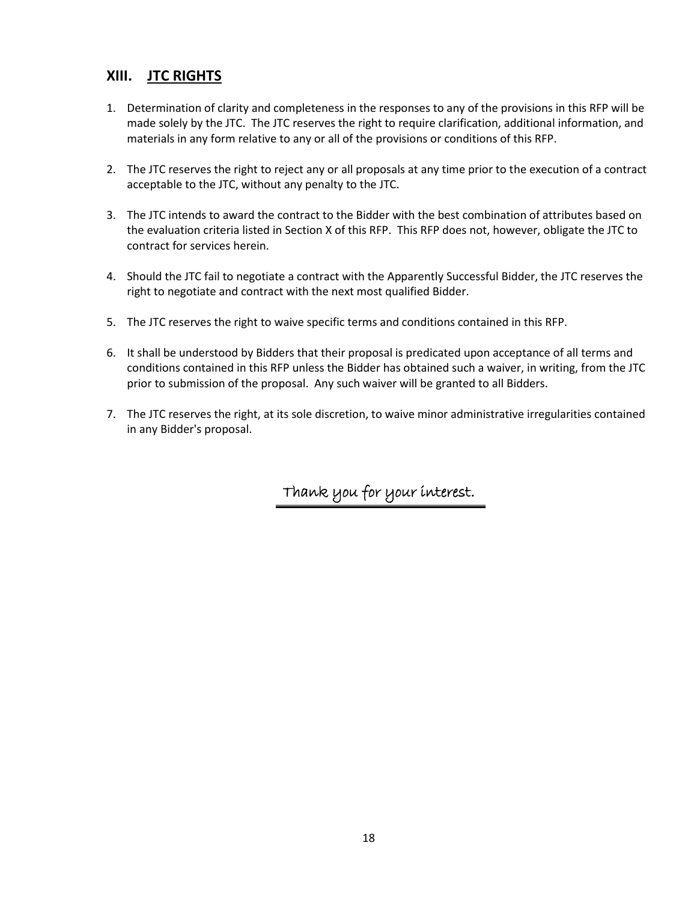## XIII. JTC RIGHTS

1. Determination of clarity and completeness in the responses to any of the provisions in this RFP will be made solely by the JTC. The JTC reserves the right to require clarification, additional information, and materials in any form relative to any or all of the provisions or conditions of this RFP.

2. The JTC reserves the right to reject any or all proposals at any time prior to the execution of a contract acceptable to the JTC, without any penalty to the JTC.

3. The JTC intends to award the contract to the Bidder with the best combination of attributes based on the evaluation criteria listed in Section X of this RFP. This RFP does not, however, obligate the JTC to contract for services herein.

4. Should the JTC fail to negotiate a contract with the Apparently Successful Bidder, the JTC reserves the right to negotiate and contract with the next most qualified Bidder.

5. The JTC reserves the right to waive specific terms and conditions contained in this RFP.

6. It shall be understood by Bidders that their proposal is predicated upon acceptance of all terms and conditions contained in this RFP unless the Bidder has obtained such a waiver, in writing, from the JTC prior to submission of the proposal. Any such waiver will be granted to all Bidders.

7. The JTC reserves the right, at its sole discretion, to waive minor administrative irregularities contained in any Bidder's proposal.

*Thank you for your interest.*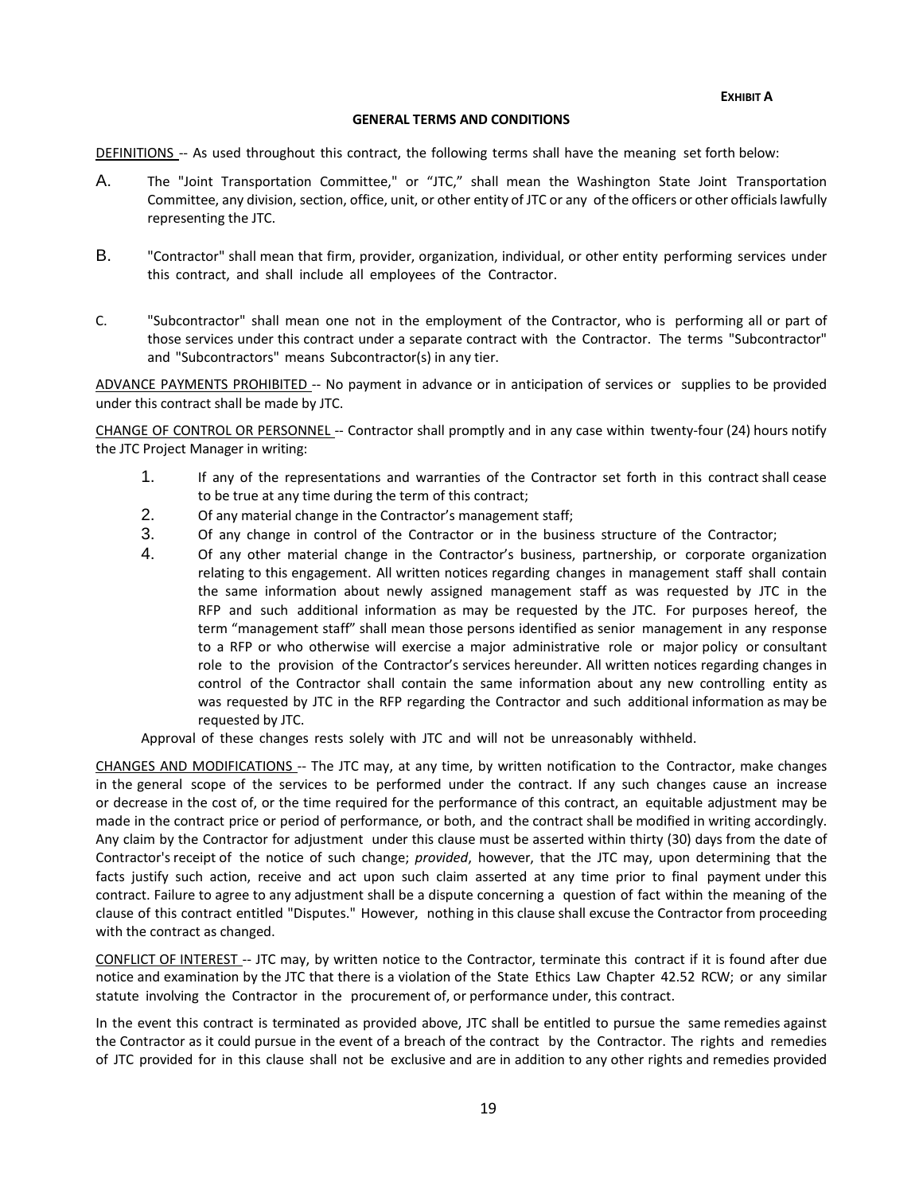**EXHIBIT A**

**GENERAL TERMS AND CONDITIONS**

DEFINITIONS -- As used throughout this contract, the following terms shall have the meaning set forth below:

A. The "Joint Transportation Committee," or "JTC," shall mean the Washington State Joint Transportation Committee, any division, section, office, unit, or other entity of JTC or any of the officers or other officials lawfully representing the JTC.

B. "Contractor" shall mean that firm, provider, organization, individual, or other entity performing services under this contract, and shall include all employees of the Contractor.

C. "Subcontractor" shall mean one not in the employment of the Contractor, who is performing all or part of those services under this contract under a separate contract with the Contractor. The terms "Subcontractor" and "Subcontractors" means Subcontractor(s) in any tier.

ADVANCE PAYMENTS PROHIBITED -- No payment in advance or in anticipation of services or supplies to be provided under this contract shall be made by JTC.

CHANGE OF CONTROL OR PERSONNEL -- Contractor shall promptly and in any case within twenty-four (24) hours notify the JTC Project Manager in writing:

1. If any of the representations and warranties of the Contractor set forth in this contract shall cease to be true at any time during the term of this contract;
2. Of any material change in the Contractor's management staff;
3. Of any change in control of the Contractor or in the business structure of the Contractor;
4. Of any other material change in the Contractor's business, partnership, or corporate organization relating to this engagement. All written notices regarding changes in management staff shall contain the same information about newly assigned management staff as was requested by JTC in the RFP and such additional information as may be requested by the JTC. For purposes hereof, the term "management staff" shall mean those persons identified as senior management in any response to a RFP or who otherwise will exercise a major administrative role or major policy or consultant role to the provision of the Contractor's services hereunder. All written notices regarding changes in control of the Contractor shall contain the same information about any new controlling entity as was requested by JTC in the RFP regarding the Contractor and such additional information as may be requested by JTC.

Approval of these changes rests solely with JTC and will not be unreasonably withheld.

CHANGES AND MODIFICATIONS -- The JTC may, at any time, by written notification to the Contractor, make changes in the general scope of the services to be performed under the contract. If any such changes cause an increase or decrease in the cost of, or the time required for the performance of this contract, an equitable adjustment may be made in the contract price or period of performance, or both, and the contract shall be modified in writing accordingly. Any claim by the Contractor for adjustment under this clause must be asserted within thirty (30) days from the date of Contractor's receipt of the notice of such change; *provided*, however, that the JTC may, upon determining that the facts justify such action, receive and act upon such claim asserted at any time prior to final payment under this contract. Failure to agree to any adjustment shall be a dispute concerning a question of fact within the meaning of the clause of this contract entitled "Disputes." However, nothing in this clause shall excuse the Contractor from proceeding with the contract as changed.

CONFLICT OF INTEREST -- JTC may, by written notice to the Contractor, terminate this contract if it is found after due notice and examination by the JTC that there is a violation of the State Ethics Law Chapter 42.52 RCW; or any similar statute involving the Contractor in the procurement of, or performance under, this contract.

In the event this contract is terminated as provided above, JTC shall be entitled to pursue the same remedies against the Contractor as it could pursue in the event of a breach of the contract by the Contractor. The rights and remedies of JTC provided for in this clause shall not be exclusive and are in addition to any other rights and remedies provided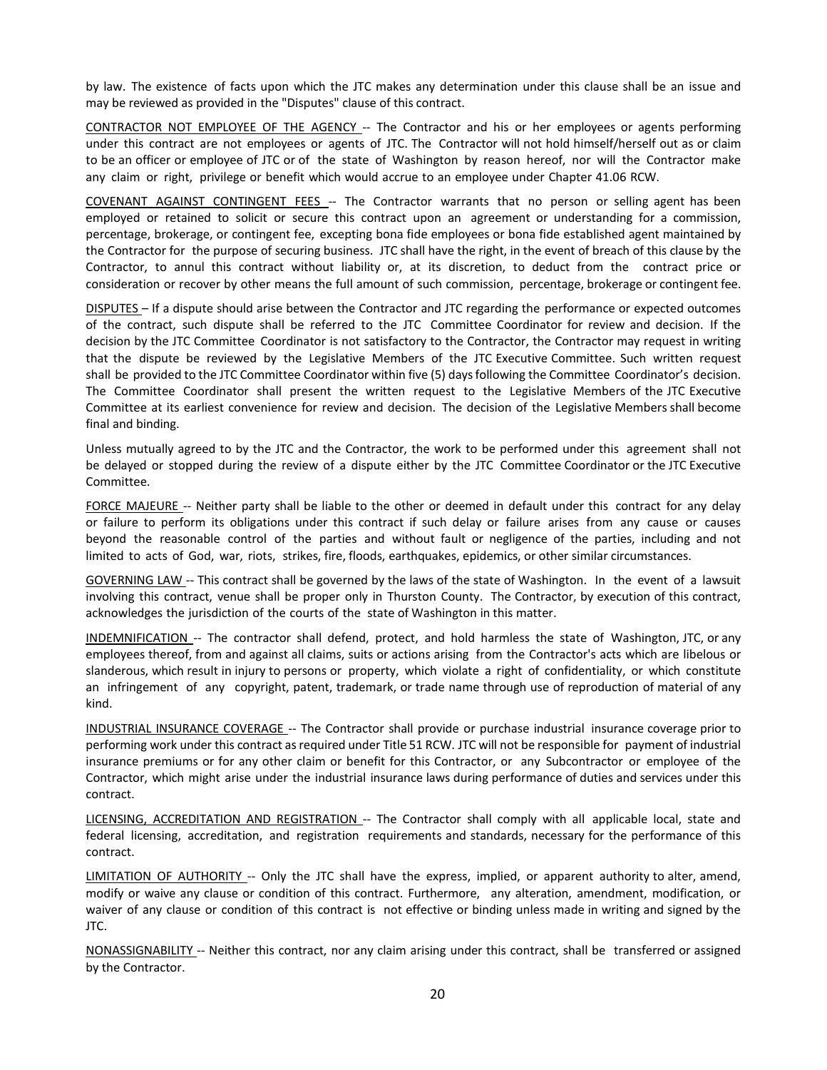by law. The existence of facts upon which the JTC makes any determination under this clause shall be an issue and may be reviewed as provided in the "Disputes" clause of this contract.

<u>CONTRACTOR NOT EMPLOYEE OF THE AGENCY</u> -- The Contractor and his or her employees or agents performing under this contract are not employees or agents of JTC. The Contractor will not hold himself/herself out as or claim to be an officer or employee of JTC or of the state of Washington by reason hereof, nor will the Contractor make any claim or right, privilege or benefit which would accrue to an employee under Chapter 41.06 RCW.

<u>COVENANT AGAINST CONTINGENT FEES</u> -- The Contractor warrants that no person or selling agent has been employed or retained to solicit or secure this contract upon an agreement or understanding for a commission, percentage, brokerage, or contingent fee, excepting bona fide employees or bona fide established agent maintained by the Contractor for the purpose of securing business. JTC shall have the right, in the event of breach of this clause by the Contractor, to annul this contract without liability or, at its discretion, to deduct from the contract price or consideration or recover by other means the full amount of such commission, percentage, brokerage or contingent fee.

<u>DISPUTES</u> – If a dispute should arise between the Contractor and JTC regarding the performance or expected outcomes of the contract, such dispute shall be referred to the JTC Committee Coordinator for review and decision. If the decision by the JTC Committee Coordinator is not satisfactory to the Contractor, the Contractor may request in writing that the dispute be reviewed by the Legislative Members of the JTC Executive Committee. Such written request shall be provided to the JTC Committee Coordinator within five (5) days following the Committee Coordinator's decision. The Committee Coordinator shall present the written request to the Legislative Members of the JTC Executive Committee at its earliest convenience for review and decision. The decision of the Legislative Members shall become final and binding.

Unless mutually agreed to by the JTC and the Contractor, the work to be performed under this agreement shall not be delayed or stopped during the review of a dispute either by the JTC Committee Coordinator or the JTC Executive Committee.

<u>FORCE MAJEURE</u> -- Neither party shall be liable to the other or deemed in default under this contract for any delay or failure to perform its obligations under this contract if such delay or failure arises from any cause or causes beyond the reasonable control of the parties and without fault or negligence of the parties, including and not limited to acts of God, war, riots, strikes, fire, floods, earthquakes, epidemics, or other similar circumstances.

<u>GOVERNING LAW</u> -- This contract shall be governed by the laws of the state of Washington. In the event of a lawsuit involving this contract, venue shall be proper only in Thurston County. The Contractor, by execution of this contract, acknowledges the jurisdiction of the courts of the state of Washington in this matter.

<u>INDEMNIFICATION</u> -- The contractor shall defend, protect, and hold harmless the state of Washington, JTC, or any employees thereof, from and against all claims, suits or actions arising from the Contractor's acts which are libelous or slanderous, which result in injury to persons or property, which violate a right of confidentiality, or which constitute an infringement of any copyright, patent, trademark, or trade name through use of reproduction of material of any kind.

<u>INDUSTRIAL INSURANCE COVERAGE</u> -- The Contractor shall provide or purchase industrial insurance coverage prior to performing work under this contract as required under Title 51 RCW. JTC will not be responsible for payment of industrial insurance premiums or for any other claim or benefit for this Contractor, or any Subcontractor or employee of the Contractor, which might arise under the industrial insurance laws during performance of duties and services under this contract.

<u>LICENSING, ACCREDITATION AND REGISTRATION</u> -- The Contractor shall comply with all applicable local, state and federal licensing, accreditation, and registration requirements and standards, necessary for the performance of this contract.

<u>LIMITATION OF AUTHORITY</u> -- Only the JTC shall have the express, implied, or apparent authority to alter, amend, modify or waive any clause or condition of this contract. Furthermore, any alteration, amendment, modification, or waiver of any clause or condition of this contract is not effective or binding unless made in writing and signed by the JTC.

<u>NONASSIGNABILITY</u> -- Neither this contract, nor any claim arising under this contract, shall be transferred or assigned by the Contractor.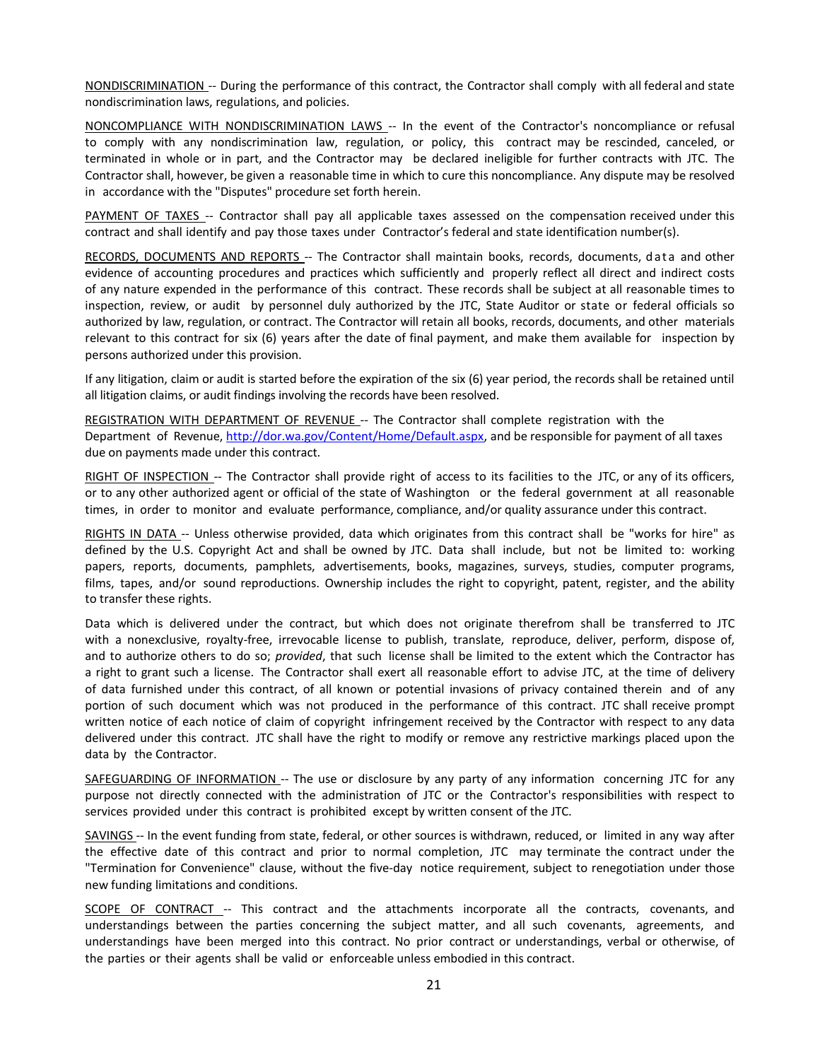NONDISCRIMINATION -- During the performance of this contract, the Contractor shall comply with all federal and state nondiscrimination laws, regulations, and policies.

NONCOMPLIANCE WITH NONDISCRIMINATION LAWS -- In the event of the Contractor's noncompliance or refusal to comply with any nondiscrimination law, regulation, or policy, this contract may be rescinded, canceled, or terminated in whole or in part, and the Contractor may be declared ineligible for further contracts with JTC. The Contractor shall, however, be given a reasonable time in which to cure this noncompliance. Any dispute may be resolved in accordance with the "Disputes" procedure set forth herein.

PAYMENT OF TAXES -- Contractor shall pay all applicable taxes assessed on the compensation received under this contract and shall identify and pay those taxes under Contractor's federal and state identification number(s).

RECORDS, DOCUMENTS AND REPORTS -- The Contractor shall maintain books, records, documents, data and other evidence of accounting procedures and practices which sufficiently and properly reflect all direct and indirect costs of any nature expended in the performance of this contract. These records shall be subject at all reasonable times to inspection, review, or audit by personnel duly authorized by the JTC, State Auditor or state or federal officials so authorized by law, regulation, or contract. The Contractor will retain all books, records, documents, and other materials relevant to this contract for six (6) years after the date of final payment, and make them available for inspection by persons authorized under this provision.

If any litigation, claim or audit is started before the expiration of the six (6) year period, the records shall be retained until all litigation claims, or audit findings involving the records have been resolved.

REGISTRATION WITH DEPARTMENT OF REVENUE -- The Contractor shall complete registration with the Department of Revenue, http://dor.wa.gov/Content/Home/Default.aspx, and be responsible for payment of all taxes due on payments made under this contract.

RIGHT OF INSPECTION -- The Contractor shall provide right of access to its facilities to the JTC, or any of its officers, or to any other authorized agent or official of the state of Washington or the federal government at all reasonable times, in order to monitor and evaluate performance, compliance, and/or quality assurance under this contract.

RIGHTS IN DATA -- Unless otherwise provided, data which originates from this contract shall be "works for hire" as defined by the U.S. Copyright Act and shall be owned by JTC. Data shall include, but not be limited to: working papers, reports, documents, pamphlets, advertisements, books, magazines, surveys, studies, computer programs, films, tapes, and/or sound reproductions. Ownership includes the right to copyright, patent, register, and the ability to transfer these rights.

Data which is delivered under the contract, but which does not originate therefrom shall be transferred to JTC with a nonexclusive, royalty-free, irrevocable license to publish, translate, reproduce, deliver, perform, dispose of, and to authorize others to do so; *provided*, that such license shall be limited to the extent which the Contractor has a right to grant such a license. The Contractor shall exert all reasonable effort to advise JTC, at the time of delivery of data furnished under this contract, of all known or potential invasions of privacy contained therein and of any portion of such document which was not produced in the performance of this contract. JTC shall receive prompt written notice of each notice of claim of copyright infringement received by the Contractor with respect to any data delivered under this contract. JTC shall have the right to modify or remove any restrictive markings placed upon the data by the Contractor.

SAFEGUARDING OF INFORMATION -- The use or disclosure by any party of any information concerning JTC for any purpose not directly connected with the administration of JTC or the Contractor's responsibilities with respect to services provided under this contract is prohibited except by written consent of the JTC.

SAVINGS -- In the event funding from state, federal, or other sources is withdrawn, reduced, or limited in any way after the effective date of this contract and prior to normal completion, JTC may terminate the contract under the "Termination for Convenience" clause, without the five-day notice requirement, subject to renegotiation under those new funding limitations and conditions.

SCOPE OF CONTRACT -- This contract and the attachments incorporate all the contracts, covenants, and understandings between the parties concerning the subject matter, and all such covenants, agreements, and understandings have been merged into this contract. No prior contract or understandings, verbal or otherwise, of the parties or their agents shall be valid or enforceable unless embodied in this contract.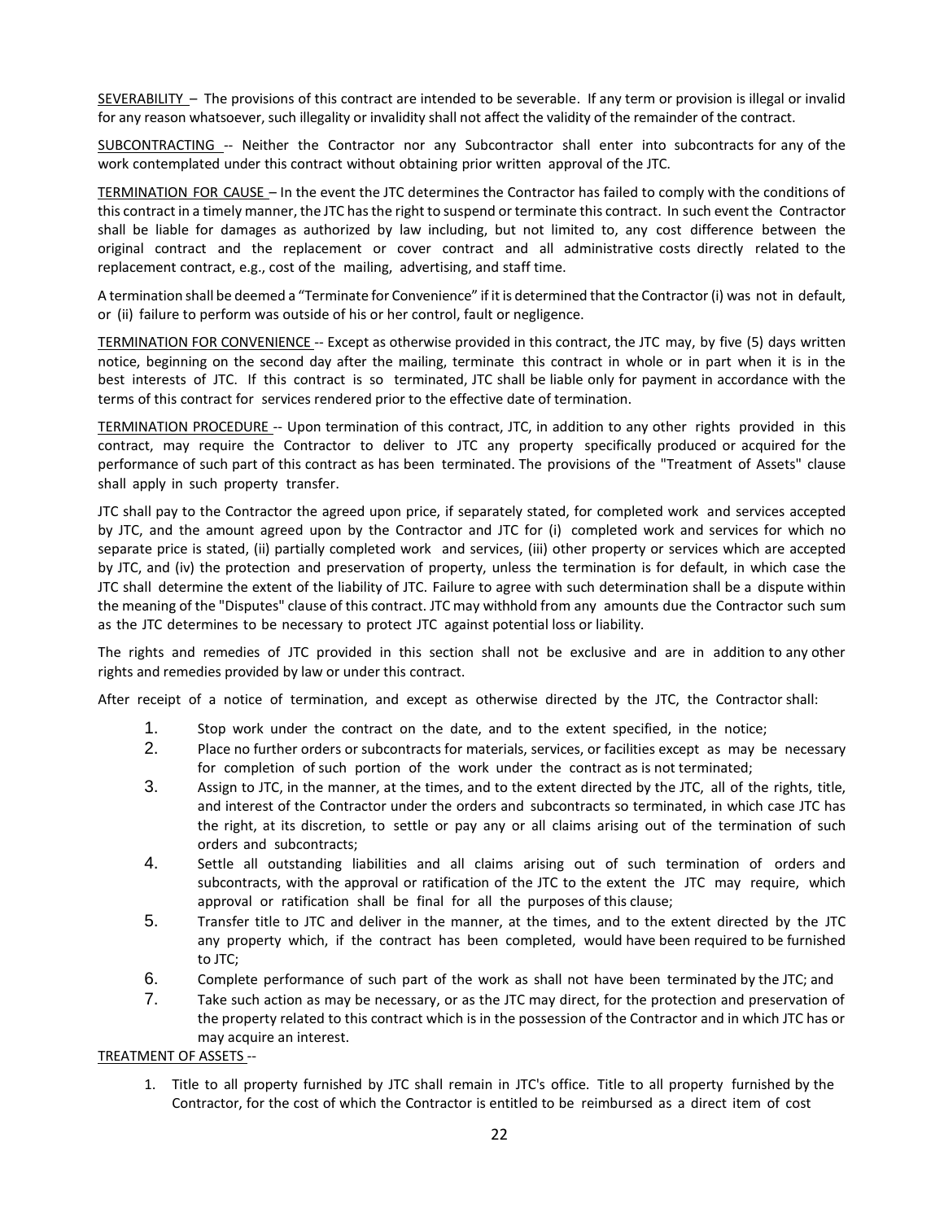<u>SEVERABILITY</u> – The provisions of this contract are intended to be severable. If any term or provision is illegal or invalid for any reason whatsoever, such illegality or invalidity shall not affect the validity of the remainder of the contract.

<u>SUBCONTRACTING</u> -- Neither the Contractor nor any Subcontractor shall enter into subcontracts for any of the work contemplated under this contract without obtaining prior written approval of the JTC.

<u>TERMINATION FOR CAUSE</u> – In the event the JTC determines the Contractor has failed to comply with the conditions of this contract in a timely manner, the JTC has the right to suspend or terminate this contract. In such event the Contractor shall be liable for damages as authorized by law including, but not limited to, any cost difference between the original contract and the replacement or cover contract and all administrative costs directly related to the replacement contract, e.g., cost of the mailing, advertising, and staff time.

A termination shall be deemed a "Terminate for Convenience" if it is determined that the Contractor (i) was not in default, or (ii) failure to perform was outside of his or her control, fault or negligence.

<u>TERMINATION FOR CONVENIENCE</u> -- Except as otherwise provided in this contract, the JTC may, by five (5) days written notice, beginning on the second day after the mailing, terminate this contract in whole or in part when it is in the best interests of JTC. If this contract is so terminated, JTC shall be liable only for payment in accordance with the terms of this contract for services rendered prior to the effective date of termination.

<u>TERMINATION PROCEDURE</u> -- Upon termination of this contract, JTC, in addition to any other rights provided in this contract, may require the Contractor to deliver to JTC any property specifically produced or acquired for the performance of such part of this contract as has been terminated. The provisions of the "Treatment of Assets" clause shall apply in such property transfer.

JTC shall pay to the Contractor the agreed upon price, if separately stated, for completed work and services accepted by JTC, and the amount agreed upon by the Contractor and JTC for (i) completed work and services for which no separate price is stated, (ii) partially completed work and services, (iii) other property or services which are accepted by JTC, and (iv) the protection and preservation of property, unless the termination is for default, in which case the JTC shall determine the extent of the liability of JTC. Failure to agree with such determination shall be a dispute within the meaning of the "Disputes" clause of this contract. JTC may withhold from any amounts due the Contractor such sum as the JTC determines to be necessary to protect JTC against potential loss or liability.

The rights and remedies of JTC provided in this section shall not be exclusive and are in addition to any other rights and remedies provided by law or under this contract.

After receipt of a notice of termination, and except as otherwise directed by the JTC, the Contractor shall:

1. Stop work under the contract on the date, and to the extent specified, in the notice;
2. Place no further orders or subcontracts for materials, services, or facilities except as may be necessary for completion of such portion of the work under the contract as is not terminated;
3. Assign to JTC, in the manner, at the times, and to the extent directed by the JTC, all of the rights, title, and interest of the Contractor under the orders and subcontracts so terminated, in which case JTC has the right, at its discretion, to settle or pay any or all claims arising out of the termination of such orders and subcontracts;
4. Settle all outstanding liabilities and all claims arising out of such termination of orders and subcontracts, with the approval or ratification of the JTC to the extent the JTC may require, which approval or ratification shall be final for all the purposes of this clause;
5. Transfer title to JTC and deliver in the manner, at the times, and to the extent directed by the JTC any property which, if the contract has been completed, would have been required to be furnished to JTC;
6. Complete performance of such part of the work as shall not have been terminated by the JTC; and
7. Take such action as may be necessary, or as the JTC may direct, for the protection and preservation of the property related to this contract which is in the possession of the Contractor and in which JTC has or may acquire an interest.

<u>TREATMENT OF ASSETS</u> --

1. Title to all property furnished by JTC shall remain in JTC's office. Title to all property furnished by the Contractor, for the cost of which the Contractor is entitled to be reimbursed as a direct item of cost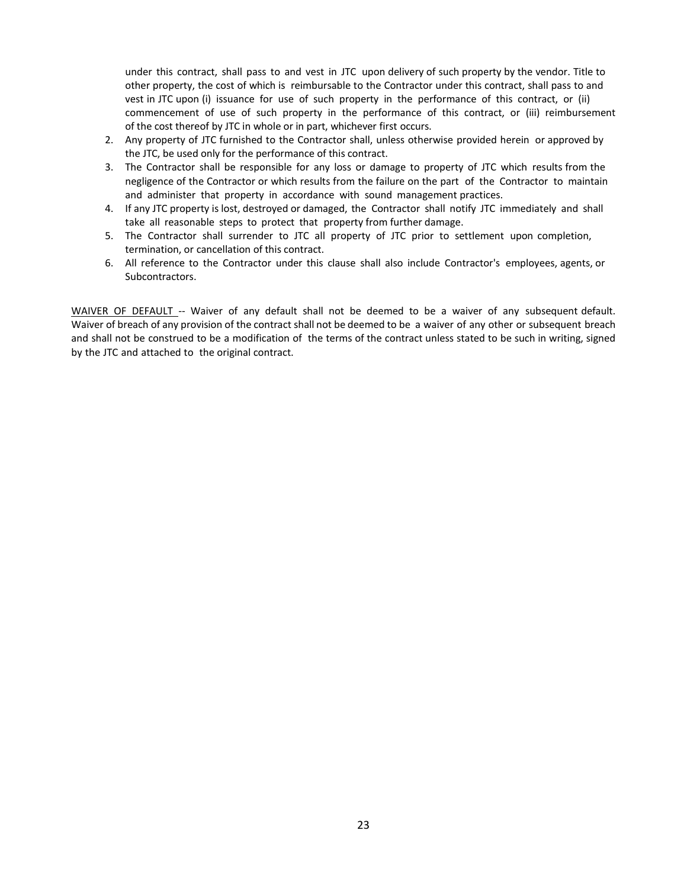under this contract, shall pass to and vest in JTC upon delivery of such property by the vendor. Title to other property, the cost of which is reimbursable to the Contractor under this contract, shall pass to and vest in JTC upon (i) issuance for use of such property in the performance of this contract, or (ii) commencement of use of such property in the performance of this contract, or (iii) reimbursement of the cost thereof by JTC in whole or in part, whichever first occurs.

2. Any property of JTC furnished to the Contractor shall, unless otherwise provided herein or approved by the JTC, be used only for the performance of this contract.
3. The Contractor shall be responsible for any loss or damage to property of JTC which results from the negligence of the Contractor or which results from the failure on the part of the Contractor to maintain and administer that property in accordance with sound management practices.
4. If any JTC property is lost, destroyed or damaged, the Contractor shall notify JTC immediately and shall take all reasonable steps to protect that property from further damage.
5. The Contractor shall surrender to JTC all property of JTC prior to settlement upon completion, termination, or cancellation of this contract.
6. All reference to the Contractor under this clause shall also include Contractor's employees, agents, or Subcontractors.

<u>WAIVER OF DEFAULT</u> -- Waiver of any default shall not be deemed to be a waiver of any subsequent default. Waiver of breach of any provision of the contract shall not be deemed to be a waiver of any other or subsequent breach and shall not be construed to be a modification of the terms of the contract unless stated to be such in writing, signed by the JTC and attached to the original contract.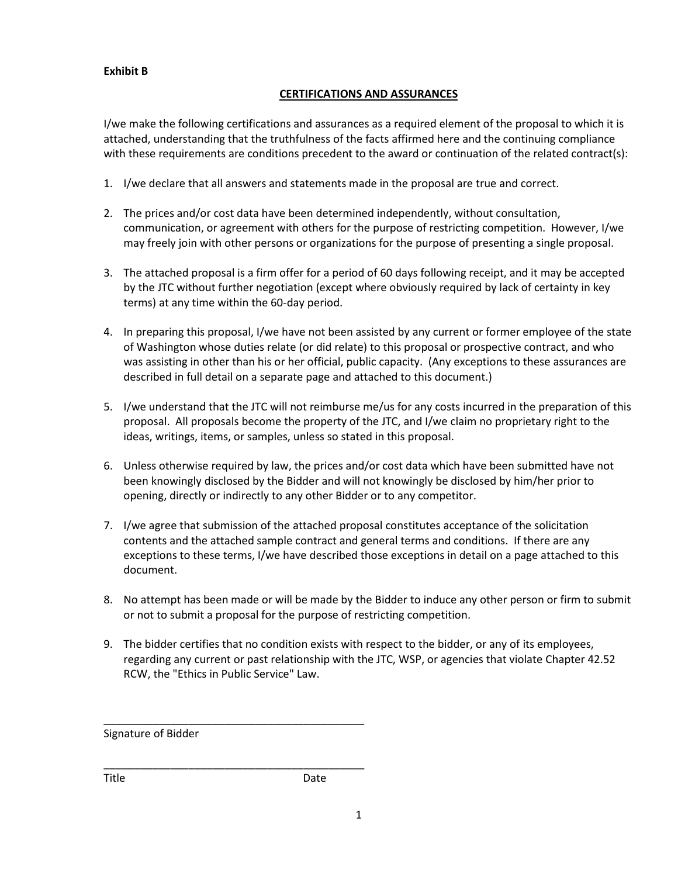**Exhibit B**

**CERTIFICATIONS AND ASSURANCES**

I/we make the following certifications and assurances as a required element of the proposal to which it is attached, understanding that the truthfulness of the facts affirmed here and the continuing compliance with these requirements are conditions precedent to the award or continuation of the related contract(s):

1. I/we declare that all answers and statements made in the proposal are true and correct.

2. The prices and/or cost data have been determined independently, without consultation, communication, or agreement with others for the purpose of restricting competition. However, I/we may freely join with other persons or organizations for the purpose of presenting a single proposal.

3. The attached proposal is a firm offer for a period of 60 days following receipt, and it may be accepted by the JTC without further negotiation (except where obviously required by lack of certainty in key terms) at any time within the 60-day period.

4. In preparing this proposal, I/we have not been assisted by any current or former employee of the state of Washington whose duties relate (or did relate) to this proposal or prospective contract, and who was assisting in other than his or her official, public capacity. (Any exceptions to these assurances are described in full detail on a separate page and attached to this document.)

5. I/we understand that the JTC will not reimburse me/us for any costs incurred in the preparation of this proposal. All proposals become the property of the JTC, and I/we claim no proprietary right to the ideas, writings, items, or samples, unless so stated in this proposal.

6. Unless otherwise required by law, the prices and/or cost data which have been submitted have not been knowingly disclosed by the Bidder and will not knowingly be disclosed by him/her prior to opening, directly or indirectly to any other Bidder or to any competitor.

7. I/we agree that submission of the attached proposal constitutes acceptance of the solicitation contents and the attached sample contract and general terms and conditions. If there are any exceptions to these terms, I/we have described those exceptions in detail on a page attached to this document.

8. No attempt has been made or will be made by the Bidder to induce any other person or firm to submit or not to submit a proposal for the purpose of restricting competition.

9. The bidder certifies that no condition exists with respect to the bidder, or any of its employees, regarding any current or past relationship with the JTC, WSP, or agencies that violate Chapter 42.52 RCW, the "Ethics in Public Service" Law.

_____________________________________________
Signature of Bidder

_____________________________________________
Title                                        Date